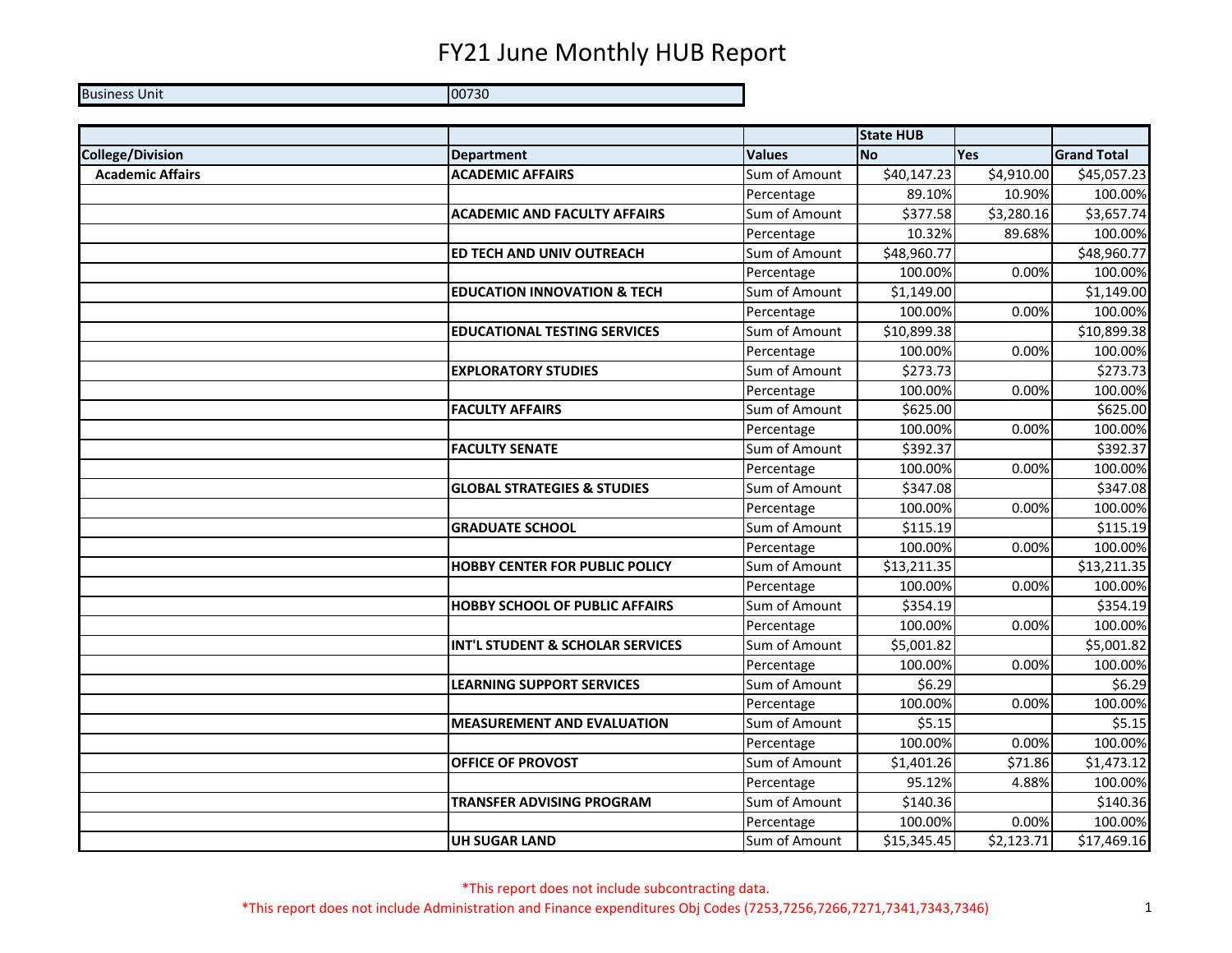# FY21 June Monthly HUB Report

| Business Unit | 00730 |
|---|---|

| | | | State HUB | | |
|---|---|---|---|---|---|
| **College/Division** | **Department** | **Values** | **No** | **Yes** | **Grand Total** |
| **Academic Affairs** | **ACADEMIC AFFAIRS** | Sum of Amount | $40,147.23 | $4,910.00 | $45,057.23 |
| | | Percentage | 89.10% | 10.90% | 100.00% |
| | **ACADEMIC AND FACULTY AFFAIRS** | Sum of Amount | $377.58 | $3,280.16 | $3,657.74 |
| | | Percentage | 10.32% | 89.68% | 100.00% |
| | **ED TECH AND UNIV OUTREACH** | Sum of Amount | $48,960.77 | | $48,960.77 |
| | | Percentage | 100.00% | 0.00% | 100.00% |
| | **EDUCATION INNOVATION & TECH** | Sum of Amount | $1,149.00 | | $1,149.00 |
| | | Percentage | 100.00% | 0.00% | 100.00% |
| | **EDUCATIONAL TESTING SERVICES** | Sum of Amount | $10,899.38 | | $10,899.38 |
| | | Percentage | 100.00% | 0.00% | 100.00% |
| | **EXPLORATORY STUDIES** | Sum of Amount | $273.73 | | $273.73 |
| | | Percentage | 100.00% | 0.00% | 100.00% |
| | **FACULTY AFFAIRS** | Sum of Amount | $625.00 | | $625.00 |
| | | Percentage | 100.00% | 0.00% | 100.00% |
| | **FACULTY SENATE** | Sum of Amount | $392.37 | | $392.37 |
| | | Percentage | 100.00% | 0.00% | 100.00% |
| | **GLOBAL STRATEGIES & STUDIES** | Sum of Amount | $347.08 | | $347.08 |
| | | Percentage | 100.00% | 0.00% | 100.00% |
| | **GRADUATE SCHOOL** | Sum of Amount | $115.19 | | $115.19 |
| | | Percentage | 100.00% | 0.00% | 100.00% |
| | **HOBBY CENTER FOR PUBLIC POLICY** | Sum of Amount | $13,211.35 | | $13,211.35 |
| | | Percentage | 100.00% | 0.00% | 100.00% |
| | **HOBBY SCHOOL OF PUBLIC AFFAIRS** | Sum of Amount | $354.19 | | $354.19 |
| | | Percentage | 100.00% | 0.00% | 100.00% |
| | **INT'L STUDENT & SCHOLAR SERVICES** | Sum of Amount | $5,001.82 | | $5,001.82 |
| | | Percentage | 100.00% | 0.00% | 100.00% |
| | **LEARNING SUPPORT SERVICES** | Sum of Amount | $6.29 | | $6.29 |
| | | Percentage | 100.00% | 0.00% | 100.00% |
| | **MEASUREMENT AND EVALUATION** | Sum of Amount | $5.15 | | $5.15 |
| | | Percentage | 100.00% | 0.00% | 100.00% |
| | **OFFICE OF PROVOST** | Sum of Amount | $1,401.26 | $71.86 | $1,473.12 |
| | | Percentage | 95.12% | 4.88% | 100.00% |
| | **TRANSFER ADVISING PROGRAM** | Sum of Amount | $140.36 | | $140.36 |
| | | Percentage | 100.00% | 0.00% | 100.00% |
| | **UH SUGAR LAND** | Sum of Amount | $15,345.45 | $2,123.71 | $17,469.16 |

*This report does not include subcontracting data.

*This report does not include Administration and Finance expenditures Obj Codes (7253,7256,7266,7271,7341,7343,7346)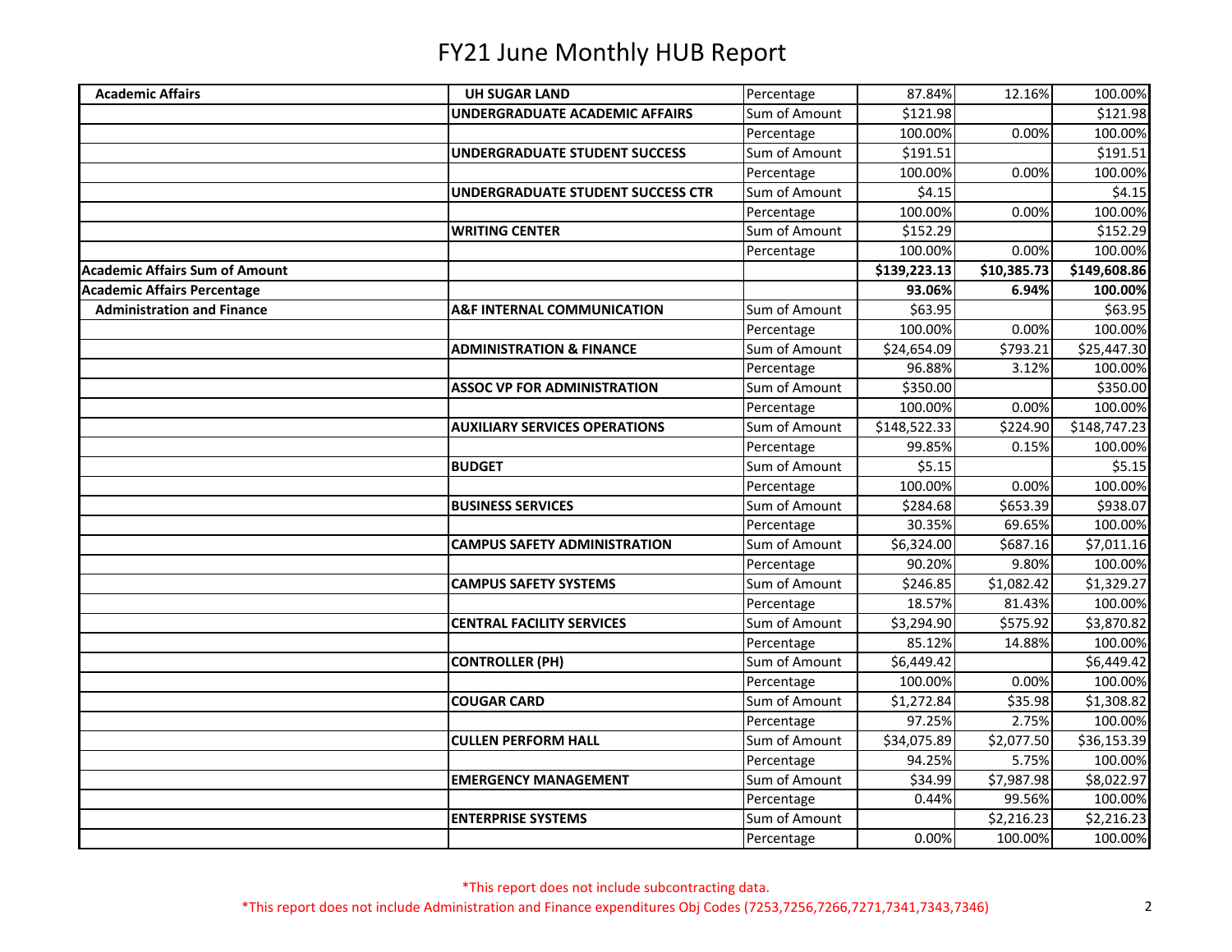# FY21 June Monthly HUB Report

| | | | | | |
|---|---|---|---|---|---|
| **Academic Affairs** | **UH SUGAR LAND** | Percentage | 87.84% | 12.16% | 100.00% |
| | **UNDERGRADUATE ACADEMIC AFFAIRS** | Sum of Amount | $121.98 | | $121.98 |
| | | Percentage | 100.00% | 0.00% | 100.00% |
| | **UNDERGRADUATE STUDENT SUCCESS** | Sum of Amount | $191.51 | | $191.51 |
| | | Percentage | 100.00% | 0.00% | 100.00% |
| | **UNDERGRADUATE STUDENT SUCCESS CTR** | Sum of Amount | $4.15 | | $4.15 |
| | | Percentage | 100.00% | 0.00% | 100.00% |
| | **WRITING CENTER** | Sum of Amount | $152.29 | | $152.29 |
| | | Percentage | 100.00% | 0.00% | 100.00% |
| **Academic Affairs Sum of Amount** | | | **$139,223.13** | **$10,385.73** | **$149,608.86** |
| **Academic Affairs Percentage** | | | **93.06%** | **6.94%** | **100.00%** |
| **Administration and Finance** | **A&F INTERNAL COMMUNICATION** | Sum of Amount | $63.95 | | $63.95 |
| | | Percentage | 100.00% | 0.00% | 100.00% |
| | **ADMINISTRATION & FINANCE** | Sum of Amount | $24,654.09 | $793.21 | $25,447.30 |
| | | Percentage | 96.88% | 3.12% | 100.00% |
| | **ASSOC VP FOR ADMINISTRATION** | Sum of Amount | $350.00 | | $350.00 |
| | | Percentage | 100.00% | 0.00% | 100.00% |
| | **AUXILIARY SERVICES OPERATIONS** | Sum of Amount | $148,522.33 | $224.90 | $148,747.23 |
| | | Percentage | 99.85% | 0.15% | 100.00% |
| | **BUDGET** | Sum of Amount | $5.15 | | $5.15 |
| | | Percentage | 100.00% | 0.00% | 100.00% |
| | **BUSINESS SERVICES** | Sum of Amount | $284.68 | $653.39 | $938.07 |
| | | Percentage | 30.35% | 69.65% | 100.00% |
| | **CAMPUS SAFETY ADMINISTRATION** | Sum of Amount | $6,324.00 | $687.16 | $7,011.16 |
| | | Percentage | 90.20% | 9.80% | 100.00% |
| | **CAMPUS SAFETY SYSTEMS** | Sum of Amount | $246.85 | $1,082.42 | $1,329.27 |
| | | Percentage | 18.57% | 81.43% | 100.00% |
| | **CENTRAL FACILITY SERVICES** | Sum of Amount | $3,294.90 | $575.92 | $3,870.82 |
| | | Percentage | 85.12% | 14.88% | 100.00% |
| | **CONTROLLER (PH)** | Sum of Amount | $6,449.42 | | $6,449.42 |
| | | Percentage | 100.00% | 0.00% | 100.00% |
| | **COUGAR CARD** | Sum of Amount | $1,272.84 | $35.98 | $1,308.82 |
| | | Percentage | 97.25% | 2.75% | 100.00% |
| | **CULLEN PERFORM HALL** | Sum of Amount | $34,075.89 | $2,077.50 | $36,153.39 |
| | | Percentage | 94.25% | 5.75% | 100.00% |
| | **EMERGENCY MANAGEMENT** | Sum of Amount | $34.99 | $7,987.98 | $8,022.97 |
| | | Percentage | 0.44% | 99.56% | 100.00% |
| | **ENTERPRISE SYSTEMS** | Sum of Amount | | $2,216.23 | $2,216.23 |
| | | Percentage | 0.00% | 100.00% | 100.00% |

*This report does not include subcontracting data.

*This report does not include Administration and Finance expenditures Obj Codes (7253,7256,7266,7271,7341,7343,7346)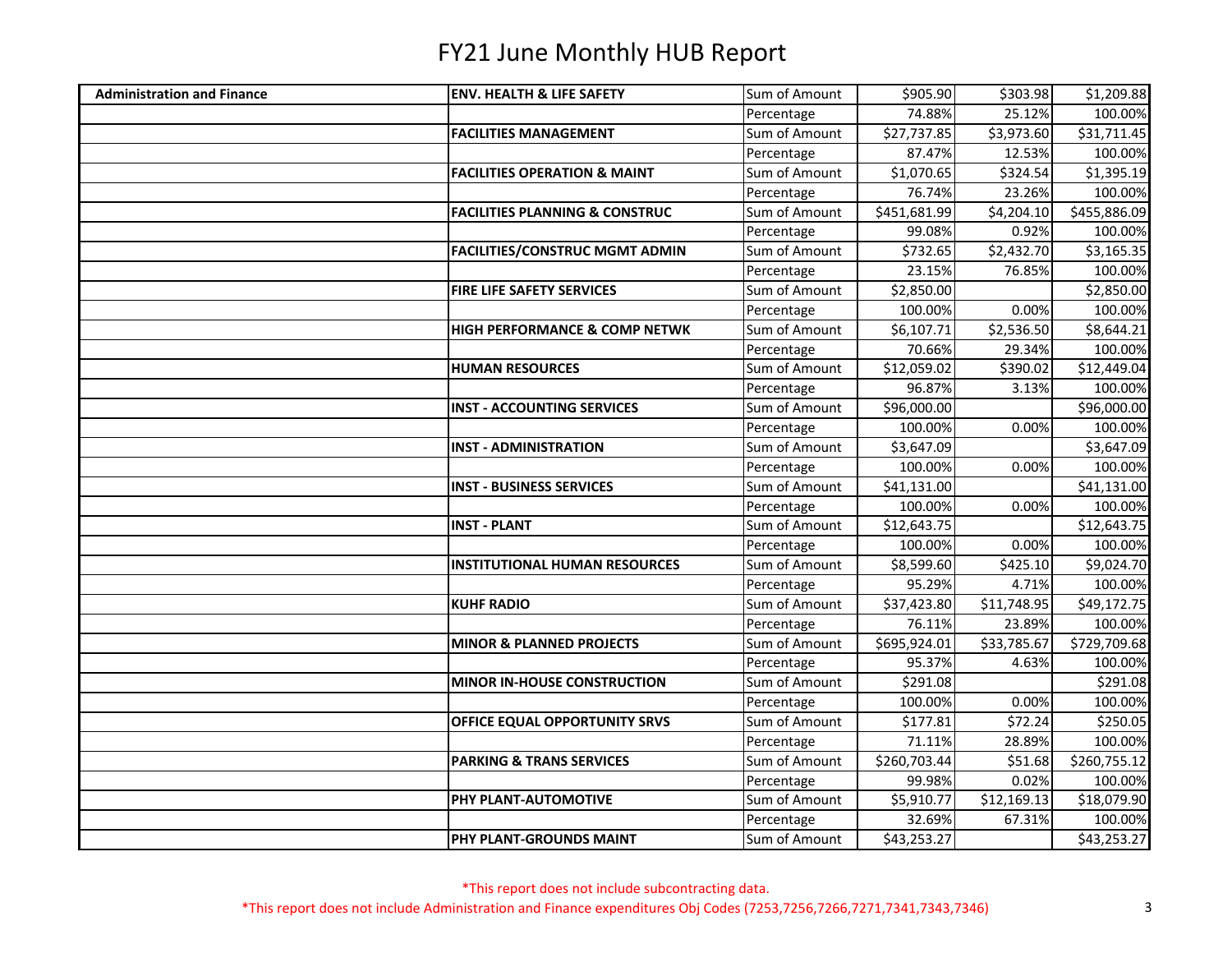# FY21 June Monthly HUB Report

| | | | | | |
|---|---|---|---|---|---|
| **Administration and Finance** | **ENV. HEALTH & LIFE SAFETY** | Sum of Amount | $905.90 | $303.98 | $1,209.88 |
| | | Percentage | 74.88% | 25.12% | 100.00% |
| | **FACILITIES MANAGEMENT** | Sum of Amount | $27,737.85 | $3,973.60 | $31,711.45 |
| | | Percentage | 87.47% | 12.53% | 100.00% |
| | **FACILITIES OPERATION & MAINT** | Sum of Amount | $1,070.65 | $324.54 | $1,395.19 |
| | | Percentage | 76.74% | 23.26% | 100.00% |
| | **FACILITIES PLANNING & CONSTRUC** | Sum of Amount | $451,681.99 | $4,204.10 | $455,886.09 |
| | | Percentage | 99.08% | 0.92% | 100.00% |
| | **FACILITIES/CONSTRUC MGMT ADMIN** | Sum of Amount | $732.65 | $2,432.70 | $3,165.35 |
| | | Percentage | 23.15% | 76.85% | 100.00% |
| | **FIRE LIFE SAFETY SERVICES** | Sum of Amount | $2,850.00 | | $2,850.00 |
| | | Percentage | 100.00% | 0.00% | 100.00% |
| | **HIGH PERFORMANCE & COMP NETWK** | Sum of Amount | $6,107.71 | $2,536.50 | $8,644.21 |
| | | Percentage | 70.66% | 29.34% | 100.00% |
| | **HUMAN RESOURCES** | Sum of Amount | $12,059.02 | $390.02 | $12,449.04 |
| | | Percentage | 96.87% | 3.13% | 100.00% |
| | **INST - ACCOUNTING SERVICES** | Sum of Amount | $96,000.00 | | $96,000.00 |
| | | Percentage | 100.00% | 0.00% | 100.00% |
| | **INST - ADMINISTRATION** | Sum of Amount | $3,647.09 | | $3,647.09 |
| | | Percentage | 100.00% | 0.00% | 100.00% |
| | **INST - BUSINESS SERVICES** | Sum of Amount | $41,131.00 | | $41,131.00 |
| | | Percentage | 100.00% | 0.00% | 100.00% |
| | **INST - PLANT** | Sum of Amount | $12,643.75 | | $12,643.75 |
| | | Percentage | 100.00% | 0.00% | 100.00% |
| | **INSTITUTIONAL HUMAN RESOURCES** | Sum of Amount | $8,599.60 | $425.10 | $9,024.70 |
| | | Percentage | 95.29% | 4.71% | 100.00% |
| | **KUHF RADIO** | Sum of Amount | $37,423.80 | $11,748.95 | $49,172.75 |
| | | Percentage | 76.11% | 23.89% | 100.00% |
| | **MINOR & PLANNED PROJECTS** | Sum of Amount | $695,924.01 | $33,785.67 | $729,709.68 |
| | | Percentage | 95.37% | 4.63% | 100.00% |
| | **MINOR IN-HOUSE CONSTRUCTION** | Sum of Amount | $291.08 | | $291.08 |
| | | Percentage | 100.00% | 0.00% | 100.00% |
| | **OFFICE EQUAL OPPORTUNITY SRVS** | Sum of Amount | $177.81 | $72.24 | $250.05 |
| | | Percentage | 71.11% | 28.89% | 100.00% |
| | **PARKING & TRANS SERVICES** | Sum of Amount | $260,703.44 | $51.68 | $260,755.12 |
| | | Percentage | 99.98% | 0.02% | 100.00% |
| | **PHY PLANT-AUTOMOTIVE** | Sum of Amount | $5,910.77 | $12,169.13 | $18,079.90 |
| | | Percentage | 32.69% | 67.31% | 100.00% |
| | **PHY PLANT-GROUNDS MAINT** | Sum of Amount | $43,253.27 | | $43,253.27 |

*This report does not include subcontracting data.

*This report does not include Administration and Finance expenditures Obj Codes (7253,7256,7266,7271,7341,7343,7346)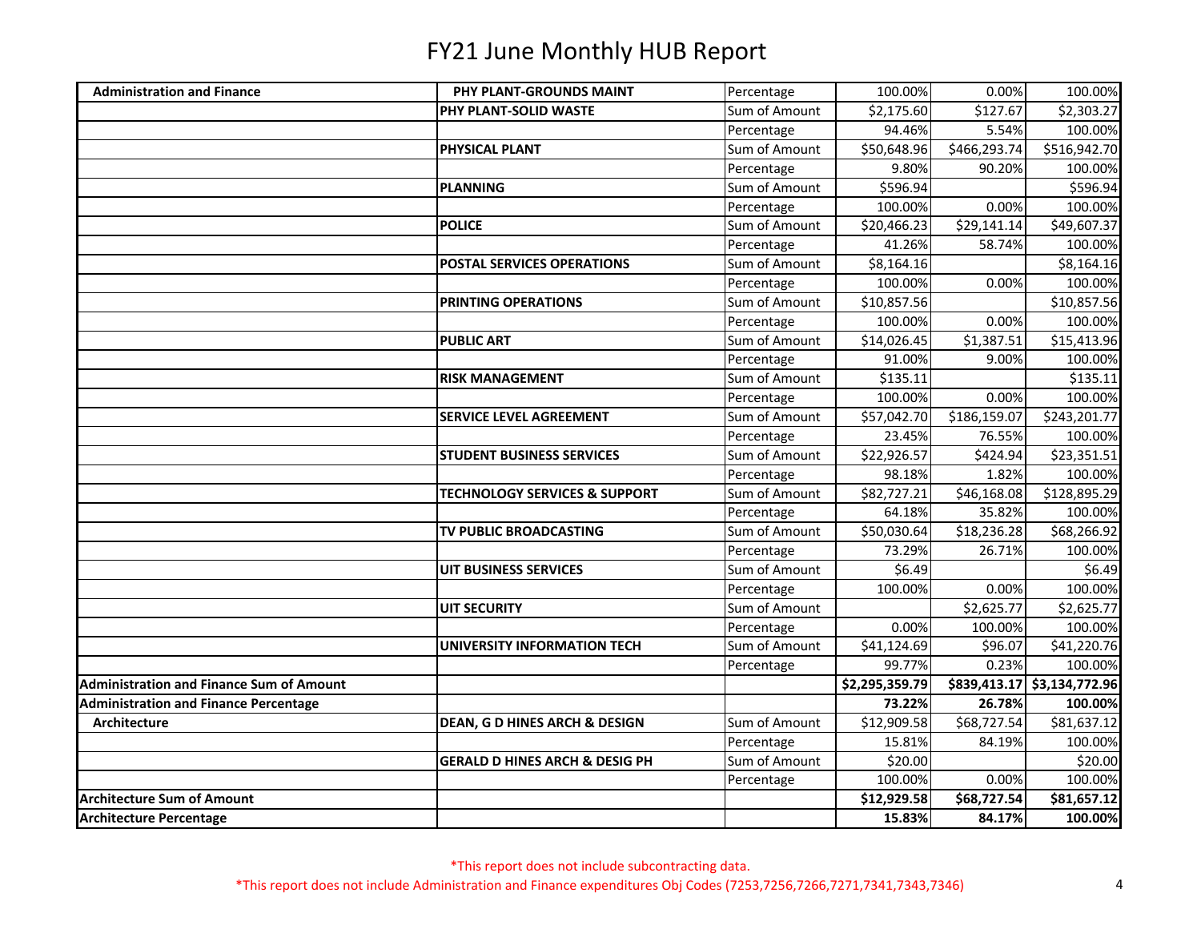# FY21 June Monthly HUB Report

| | | | | | |
|---|---|---|---|---|---|
| **Administration and Finance** | **PHY PLANT-GROUNDS MAINT** | Percentage | 100.00% | 0.00% | 100.00% |
| | **PHY PLANT-SOLID WASTE** | Sum of Amount | $2,175.60 | $127.67 | $2,303.27 |
| | | Percentage | 94.46% | 5.54% | 100.00% |
| | **PHYSICAL PLANT** | Sum of Amount | $50,648.96 | $466,293.74 | $516,942.70 |
| | | Percentage | 9.80% | 90.20% | 100.00% |
| | **PLANNING** | Sum of Amount | $596.94 | | $596.94 |
| | | Percentage | 100.00% | 0.00% | 100.00% |
| | **POLICE** | Sum of Amount | $20,466.23 | $29,141.14 | $49,607.37 |
| | | Percentage | 41.26% | 58.74% | 100.00% |
| | **POSTAL SERVICES OPERATIONS** | Sum of Amount | $8,164.16 | | $8,164.16 |
| | | Percentage | 100.00% | 0.00% | 100.00% |
| | **PRINTING OPERATIONS** | Sum of Amount | $10,857.56 | | $10,857.56 |
| | | Percentage | 100.00% | 0.00% | 100.00% |
| | **PUBLIC ART** | Sum of Amount | $14,026.45 | $1,387.51 | $15,413.96 |
| | | Percentage | 91.00% | 9.00% | 100.00% |
| | **RISK MANAGEMENT** | Sum of Amount | $135.11 | | $135.11 |
| | | Percentage | 100.00% | 0.00% | 100.00% |
| | **SERVICE LEVEL AGREEMENT** | Sum of Amount | $57,042.70 | $186,159.07 | $243,201.77 |
| | | Percentage | 23.45% | 76.55% | 100.00% |
| | **STUDENT BUSINESS SERVICES** | Sum of Amount | $22,926.57 | $424.94 | $23,351.51 |
| | | Percentage | 98.18% | 1.82% | 100.00% |
| | **TECHNOLOGY SERVICES & SUPPORT** | Sum of Amount | $82,727.21 | $46,168.08 | $128,895.29 |
| | | Percentage | 64.18% | 35.82% | 100.00% |
| | **TV PUBLIC BROADCASTING** | Sum of Amount | $50,030.64 | $18,236.28 | $68,266.92 |
| | | Percentage | 73.29% | 26.71% | 100.00% |
| | **UIT BUSINESS SERVICES** | Sum of Amount | $6.49 | | $6.49 |
| | | Percentage | 100.00% | 0.00% | 100.00% |
| | **UIT SECURITY** | Sum of Amount | | $2,625.77 | $2,625.77 |
| | | Percentage | 0.00% | 100.00% | 100.00% |
| | **UNIVERSITY INFORMATION TECH** | Sum of Amount | $41,124.69 | $96.07 | $41,220.76 |
| | | Percentage | 99.77% | 0.23% | 100.00% |
| **Administration and Finance Sum of Amount** | | | **$2,295,359.79** | **$839,413.17** | **$3,134,772.96** |
| **Administration and Finance Percentage** | | | **73.22%** | **26.78%** | **100.00%** |
| **Architecture** | **DEAN, G D HINES ARCH & DESIGN** | Sum of Amount | $12,909.58 | $68,727.54 | $81,637.12 |
| | | Percentage | 15.81% | 84.19% | 100.00% |
| | **GERALD D HINES ARCH & DESIG PH** | Sum of Amount | $20.00 | | $20.00 |
| | | Percentage | 100.00% | 0.00% | 100.00% |
| **Architecture Sum of Amount** | | | **$12,929.58** | **$68,727.54** | **$81,657.12** |
| **Architecture Percentage** | | | **15.83%** | **84.17%** | **100.00%** |

*This report does not include subcontracting data.

*This report does not include Administration and Finance expenditures Obj Codes (7253,7256,7266,7271,7341,7343,7346)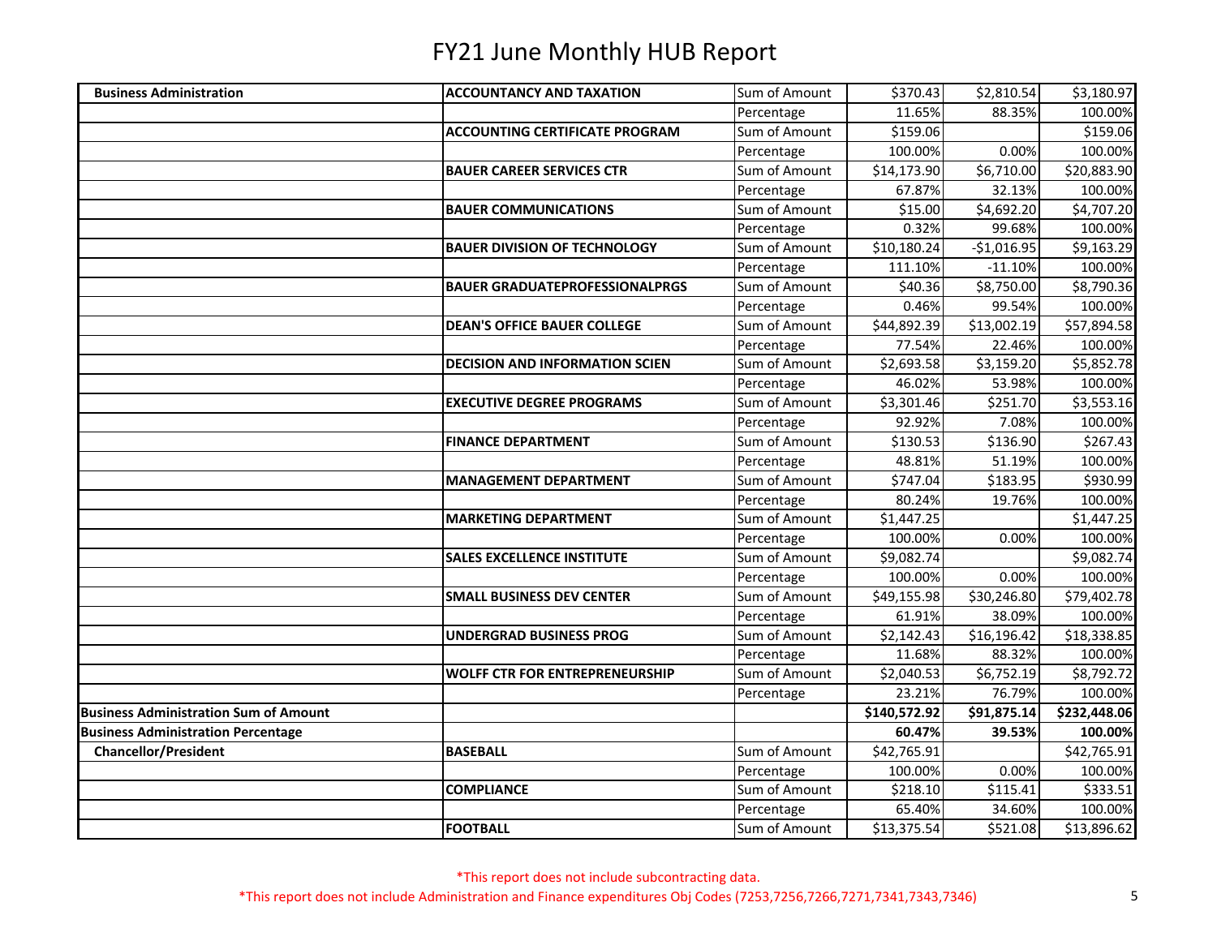# FY21 June Monthly HUB Report

| | | | | | |
|---|---|---|---|---|---|
| **Business Administration** | **ACCOUNTANCY AND TAXATION** | Sum of Amount | $370.43 | $2,810.54 | $3,180.97 |
| | | Percentage | 11.65% | 88.35% | 100.00% |
| | **ACCOUNTING CERTIFICATE PROGRAM** | Sum of Amount | $159.06 | | $159.06 |
| | | Percentage | 100.00% | 0.00% | 100.00% |
| | **BAUER CAREER SERVICES CTR** | Sum of Amount | $14,173.90 | $6,710.00 | $20,883.90 |
| | | Percentage | 67.87% | 32.13% | 100.00% |
| | **BAUER COMMUNICATIONS** | Sum of Amount | $15.00 | $4,692.20 | $4,707.20 |
| | | Percentage | 0.32% | 99.68% | 100.00% |
| | **BAUER DIVISION OF TECHNOLOGY** | Sum of Amount | $10,180.24 | -$1,016.95 | $9,163.29 |
| | | Percentage | 111.10% | -11.10% | 100.00% |
| | **BAUER GRADUATEPROFESSIONALPRGS** | Sum of Amount | $40.36 | $8,750.00 | $8,790.36 |
| | | Percentage | 0.46% | 99.54% | 100.00% |
| | **DEAN'S OFFICE BAUER COLLEGE** | Sum of Amount | $44,892.39 | $13,002.19 | $57,894.58 |
| | | Percentage | 77.54% | 22.46% | 100.00% |
| | **DECISION AND INFORMATION SCIEN** | Sum of Amount | $2,693.58 | $3,159.20 | $5,852.78 |
| | | Percentage | 46.02% | 53.98% | 100.00% |
| | **EXECUTIVE DEGREE PROGRAMS** | Sum of Amount | $3,301.46 | $251.70 | $3,553.16 |
| | | Percentage | 92.92% | 7.08% | 100.00% |
| | **FINANCE DEPARTMENT** | Sum of Amount | $130.53 | $136.90 | $267.43 |
| | | Percentage | 48.81% | 51.19% | 100.00% |
| | **MANAGEMENT DEPARTMENT** | Sum of Amount | $747.04 | $183.95 | $930.99 |
| | | Percentage | 80.24% | 19.76% | 100.00% |
| | **MARKETING DEPARTMENT** | Sum of Amount | $1,447.25 | | $1,447.25 |
| | | Percentage | 100.00% | 0.00% | 100.00% |
| | **SALES EXCELLENCE INSTITUTE** | Sum of Amount | $9,082.74 | | $9,082.74 |
| | | Percentage | 100.00% | 0.00% | 100.00% |
| | **SMALL BUSINESS DEV CENTER** | Sum of Amount | $49,155.98 | $30,246.80 | $79,402.78 |
| | | Percentage | 61.91% | 38.09% | 100.00% |
| | **UNDERGRAD BUSINESS PROG** | Sum of Amount | $2,142.43 | $16,196.42 | $18,338.85 |
| | | Percentage | 11.68% | 88.32% | 100.00% |
| | **WOLFF CTR FOR ENTREPRENEURSHIP** | Sum of Amount | $2,040.53 | $6,752.19 | $8,792.72 |
| | | Percentage | 23.21% | 76.79% | 100.00% |
| **Business Administration Sum of Amount** | | | **$140,572.92** | **$91,875.14** | **$232,448.06** |
| **Business Administration Percentage** | | | **60.47%** | **39.53%** | **100.00%** |
| **Chancellor/President** | **BASEBALL** | Sum of Amount | $42,765.91 | | $42,765.91 |
| | | Percentage | 100.00% | 0.00% | 100.00% |
| | **COMPLIANCE** | Sum of Amount | $218.10 | $115.41 | $333.51 |
| | | Percentage | 65.40% | 34.60% | 100.00% |
| | **FOOTBALL** | Sum of Amount | $13,375.54 | $521.08 | $13,896.62 |

*This report does not include subcontracting data.

*This report does not include Administration and Finance expenditures Obj Codes (7253,7256,7266,7271,7341,7343,7346)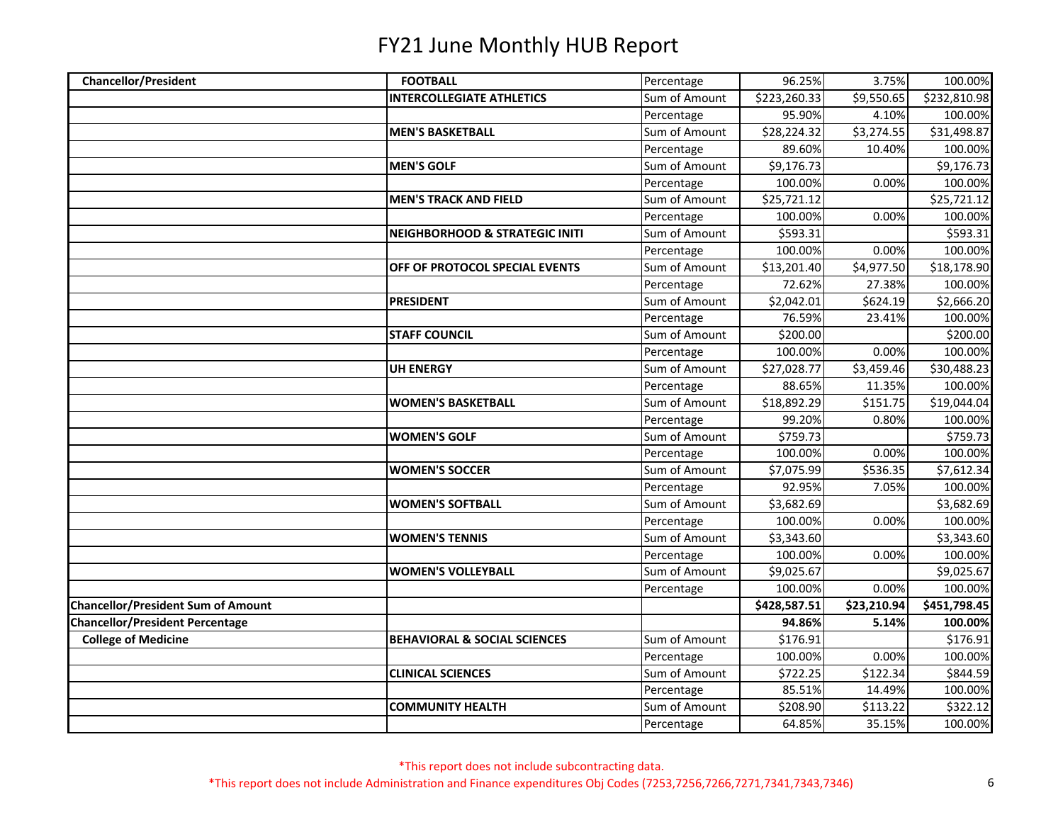# FY21 June Monthly HUB Report

| | | | | | |
|---|---|---|---|---|---|
| **Chancellor/President** | **FOOTBALL** | Percentage | 96.25% | 3.75% | 100.00% |
| | **INTERCOLLEGIATE ATHLETICS** | Sum of Amount | $223,260.33 | $9,550.65 | $232,810.98 |
| | | Percentage | 95.90% | 4.10% | 100.00% |
| | **MEN'S BASKETBALL** | Sum of Amount | $28,224.32 | $3,274.55 | $31,498.87 |
| | | Percentage | 89.60% | 10.40% | 100.00% |
| | **MEN'S GOLF** | Sum of Amount | $9,176.73 | | $9,176.73 |
| | | Percentage | 100.00% | 0.00% | 100.00% |
| | **MEN'S TRACK AND FIELD** | Sum of Amount | $25,721.12 | | $25,721.12 |
| | | Percentage | 100.00% | 0.00% | 100.00% |
| | **NEIGHBORHOOD & STRATEGIC INITI** | Sum of Amount | $593.31 | | $593.31 |
| | | Percentage | 100.00% | 0.00% | 100.00% |
| | **OFF OF PROTOCOL SPECIAL EVENTS** | Sum of Amount | $13,201.40 | $4,977.50 | $18,178.90 |
| | | Percentage | 72.62% | 27.38% | 100.00% |
| | **PRESIDENT** | Sum of Amount | $2,042.01 | $624.19 | $2,666.20 |
| | | Percentage | 76.59% | 23.41% | 100.00% |
| | **STAFF COUNCIL** | Sum of Amount | $200.00 | | $200.00 |
| | | Percentage | 100.00% | 0.00% | 100.00% |
| | **UH ENERGY** | Sum of Amount | $27,028.77 | $3,459.46 | $30,488.23 |
| | | Percentage | 88.65% | 11.35% | 100.00% |
| | **WOMEN'S BASKETBALL** | Sum of Amount | $18,892.29 | $151.75 | $19,044.04 |
| | | Percentage | 99.20% | 0.80% | 100.00% |
| | **WOMEN'S GOLF** | Sum of Amount | $759.73 | | $759.73 |
| | | Percentage | 100.00% | 0.00% | 100.00% |
| | **WOMEN'S SOCCER** | Sum of Amount | $7,075.99 | $536.35 | $7,612.34 |
| | | Percentage | 92.95% | 7.05% | 100.00% |
| | **WOMEN'S SOFTBALL** | Sum of Amount | $3,682.69 | | $3,682.69 |
| | | Percentage | 100.00% | 0.00% | 100.00% |
| | **WOMEN'S TENNIS** | Sum of Amount | $3,343.60 | | $3,343.60 |
| | | Percentage | 100.00% | 0.00% | 100.00% |
| | **WOMEN'S VOLLEYBALL** | Sum of Amount | $9,025.67 | | $9,025.67 |
| | | Percentage | 100.00% | 0.00% | 100.00% |
| **Chancellor/President Sum of Amount** | | | **$428,587.51** | **$23,210.94** | **$451,798.45** |
| **Chancellor/President Percentage** | | | **94.86%** | **5.14%** | **100.00%** |
| **College of Medicine** | **BEHAVIORAL & SOCIAL SCIENCES** | Sum of Amount | $176.91 | | $176.91 |
| | | Percentage | 100.00% | 0.00% | 100.00% |
| | **CLINICAL SCIENCES** | Sum of Amount | $722.25 | $122.34 | $844.59 |
| | | Percentage | 85.51% | 14.49% | 100.00% |
| | **COMMUNITY HEALTH** | Sum of Amount | $208.90 | $113.22 | $322.12 |
| | | Percentage | 64.85% | 35.15% | 100.00% |

*This report does not include subcontracting data.

*This report does not include Administration and Finance expenditures Obj Codes (7253,7256,7266,7271,7341,7343,7346)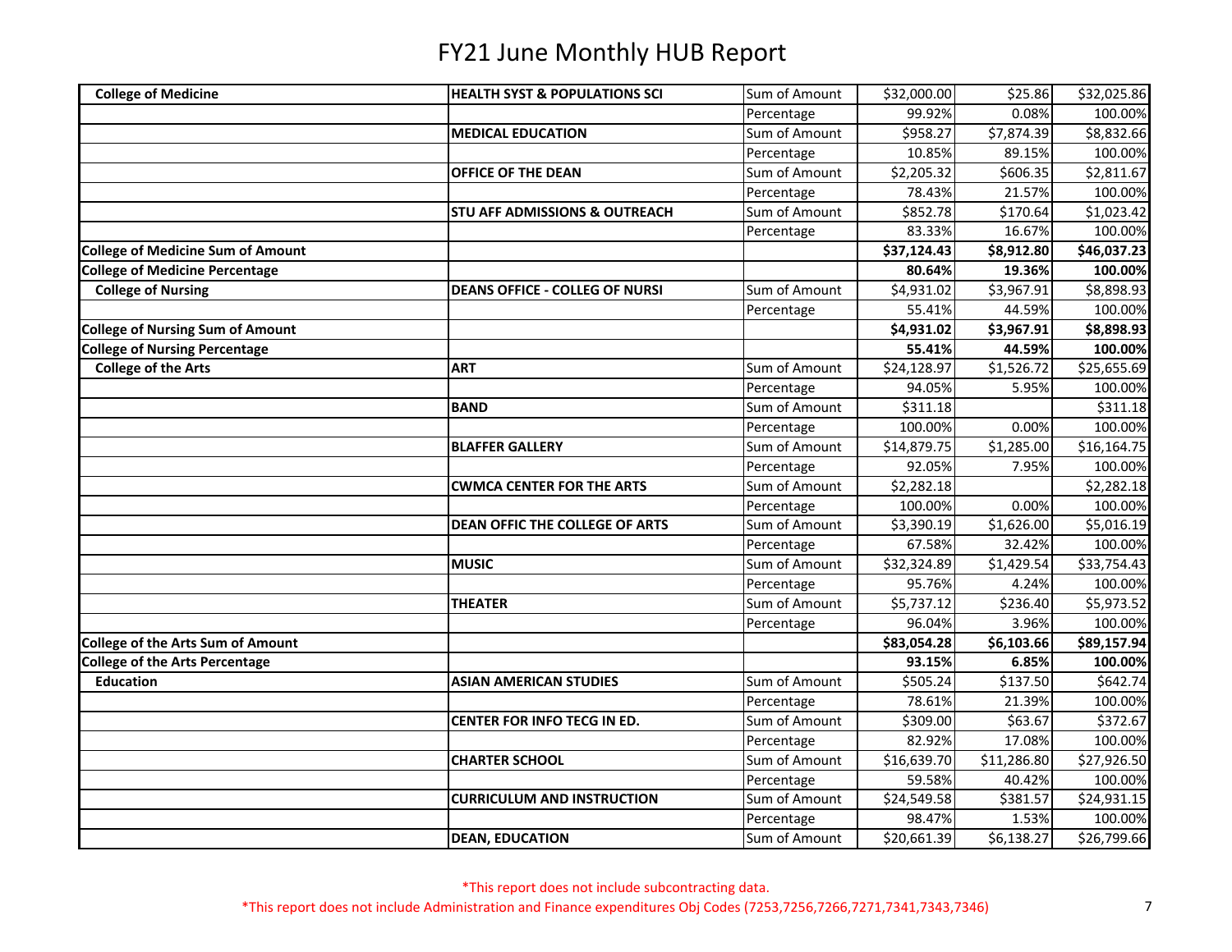# FY21 June Monthly HUB Report

| | | | | | |
|---|---|---|---|---|---|
| **College of Medicine** | **HEALTH SYST & POPULATIONS SCI** | Sum of Amount | $32,000.00 | $25.86 | $32,025.86 |
| | | Percentage | 99.92% | 0.08% | 100.00% |
| | **MEDICAL EDUCATION** | Sum of Amount | $958.27 | $7,874.39 | $8,832.66 |
| | | Percentage | 10.85% | 89.15% | 100.00% |
| | **OFFICE OF THE DEAN** | Sum of Amount | $2,205.32 | $606.35 | $2,811.67 |
| | | Percentage | 78.43% | 21.57% | 100.00% |
| | **STU AFF ADMISSIONS & OUTREACH** | Sum of Amount | $852.78 | $170.64 | $1,023.42 |
| | | Percentage | 83.33% | 16.67% | 100.00% |
| **College of Medicine Sum of Amount** | | | **$37,124.43** | **$8,912.80** | **$46,037.23** |
| **College of Medicine Percentage** | | | **80.64%** | **19.36%** | **100.00%** |
| **College of Nursing** | **DEANS OFFICE - COLLEG OF NURSI** | Sum of Amount | $4,931.02 | $3,967.91 | $8,898.93 |
| | | Percentage | 55.41% | 44.59% | 100.00% |
| **College of Nursing Sum of Amount** | | | **$4,931.02** | **$3,967.91** | **$8,898.93** |
| **College of Nursing Percentage** | | | **55.41%** | **44.59%** | **100.00%** |
| **College of the Arts** | **ART** | Sum of Amount | $24,128.97 | $1,526.72 | $25,655.69 |
| | | Percentage | 94.05% | 5.95% | 100.00% |
| | **BAND** | Sum of Amount | $311.18 | | $311.18 |
| | | Percentage | 100.00% | 0.00% | 100.00% |
| | **BLAFFER GALLERY** | Sum of Amount | $14,879.75 | $1,285.00 | $16,164.75 |
| | | Percentage | 92.05% | 7.95% | 100.00% |
| | **CWMCA CENTER FOR THE ARTS** | Sum of Amount | $2,282.18 | | $2,282.18 |
| | | Percentage | 100.00% | 0.00% | 100.00% |
| | **DEAN OFFIC THE COLLEGE OF ARTS** | Sum of Amount | $3,390.19 | $1,626.00 | $5,016.19 |
| | | Percentage | 67.58% | 32.42% | 100.00% |
| | **MUSIC** | Sum of Amount | $32,324.89 | $1,429.54 | $33,754.43 |
| | | Percentage | 95.76% | 4.24% | 100.00% |
| | **THEATER** | Sum of Amount | $5,737.12 | $236.40 | $5,973.52 |
| | | Percentage | 96.04% | 3.96% | 100.00% |
| **College of the Arts Sum of Amount** | | | **$83,054.28** | **$6,103.66** | **$89,157.94** |
| **College of the Arts Percentage** | | | **93.15%** | **6.85%** | **100.00%** |
| **Education** | **ASIAN AMERICAN STUDIES** | Sum of Amount | $505.24 | $137.50 | $642.74 |
| | | Percentage | 78.61% | 21.39% | 100.00% |
| | **CENTER FOR INFO TECG IN ED.** | Sum of Amount | $309.00 | $63.67 | $372.67 |
| | | Percentage | 82.92% | 17.08% | 100.00% |
| | **CHARTER SCHOOL** | Sum of Amount | $16,639.70 | $11,286.80 | $27,926.50 |
| | | Percentage | 59.58% | 40.42% | 100.00% |
| | **CURRICULUM AND INSTRUCTION** | Sum of Amount | $24,549.58 | $381.57 | $24,931.15 |
| | | Percentage | 98.47% | 1.53% | 100.00% |
| | **DEAN, EDUCATION** | Sum of Amount | $20,661.39 | $6,138.27 | $26,799.66 |

*This report does not include subcontracting data.

*This report does not include Administration and Finance expenditures Obj Codes (7253,7256,7266,7271,7341,7343,7346)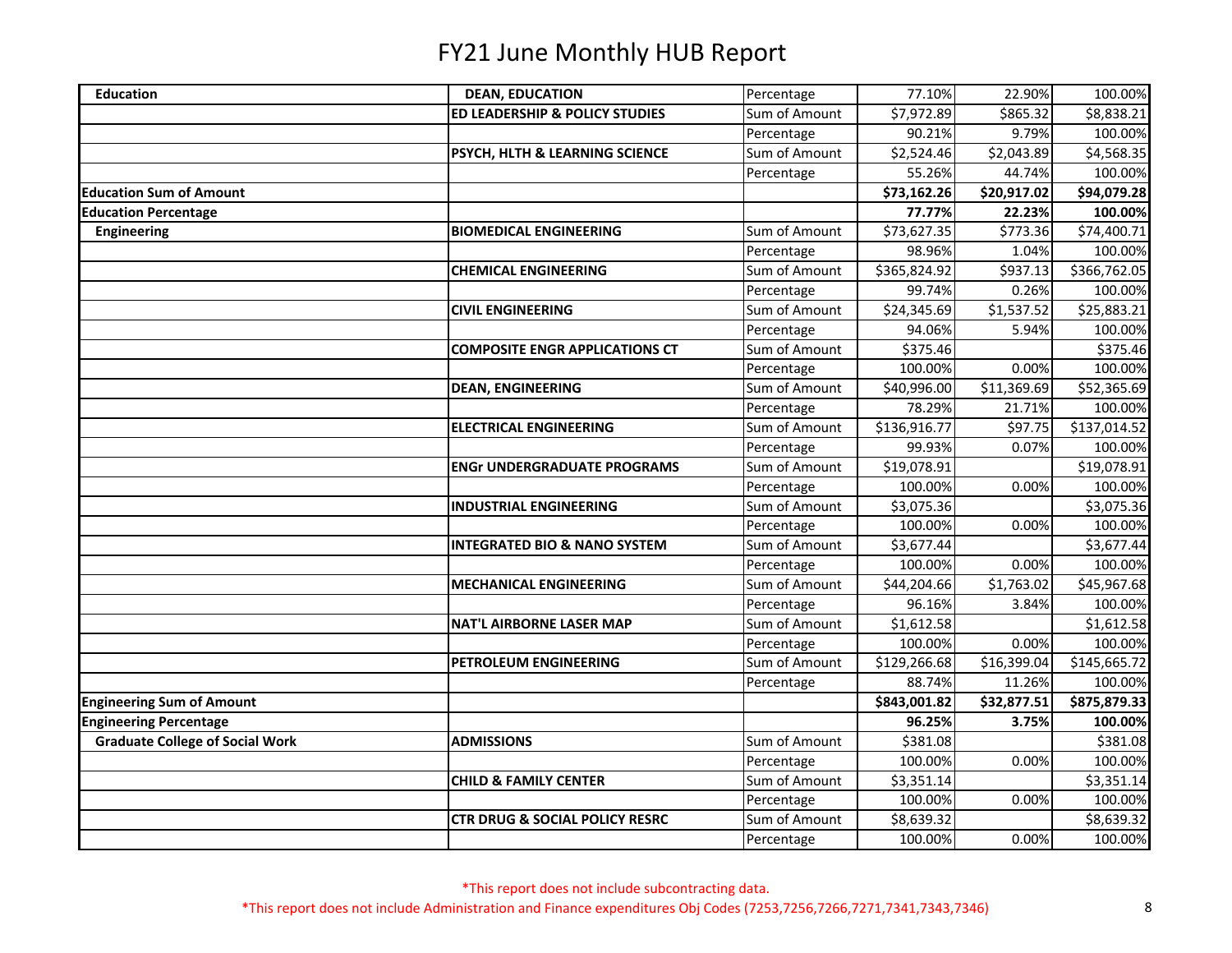# FY21 June Monthly HUB Report

| | | | | | |
|---|---|---|---|---|---|
| **Education** | **DEAN, EDUCATION** | Percentage | 77.10% | 22.90% | 100.00% |
| | **ED LEADERSHIP & POLICY STUDIES** | Sum of Amount | $7,972.89 | $865.32 | $8,838.21 |
| | | Percentage | 90.21% | 9.79% | 100.00% |
| | **PSYCH, HLTH & LEARNING SCIENCE** | Sum of Amount | $2,524.46 | $2,043.89 | $4,568.35 |
| | | Percentage | 55.26% | 44.74% | 100.00% |
| **Education Sum of Amount** | | | **$73,162.26** | **$20,917.02** | **$94,079.28** |
| **Education Percentage** | | | **77.77%** | **22.23%** | **100.00%** |
| **Engineering** | **BIOMEDICAL ENGINEERING** | Sum of Amount | $73,627.35 | $773.36 | $74,400.71 |
| | | Percentage | 98.96% | 1.04% | 100.00% |
| | **CHEMICAL ENGINEERING** | Sum of Amount | $365,824.92 | $937.13 | $366,762.05 |
| | | Percentage | 99.74% | 0.26% | 100.00% |
| | **CIVIL ENGINEERING** | Sum of Amount | $24,345.69 | $1,537.52 | $25,883.21 |
| | | Percentage | 94.06% | 5.94% | 100.00% |
| | **COMPOSITE ENGR APPLICATIONS CT** | Sum of Amount | $375.46 | | $375.46 |
| | | Percentage | 100.00% | 0.00% | 100.00% |
| | **DEAN, ENGINEERING** | Sum of Amount | $40,996.00 | $11,369.69 | $52,365.69 |
| | | Percentage | 78.29% | 21.71% | 100.00% |
| | **ELECTRICAL ENGINEERING** | Sum of Amount | $136,916.77 | $97.75 | $137,014.52 |
| | | Percentage | 99.93% | 0.07% | 100.00% |
| | **ENGr UNDERGRADUATE PROGRAMS** | Sum of Amount | $19,078.91 | | $19,078.91 |
| | | Percentage | 100.00% | 0.00% | 100.00% |
| | **INDUSTRIAL ENGINEERING** | Sum of Amount | $3,075.36 | | $3,075.36 |
| | | Percentage | 100.00% | 0.00% | 100.00% |
| | **INTEGRATED BIO & NANO SYSTEM** | Sum of Amount | $3,677.44 | | $3,677.44 |
| | | Percentage | 100.00% | 0.00% | 100.00% |
| | **MECHANICAL ENGINEERING** | Sum of Amount | $44,204.66 | $1,763.02 | $45,967.68 |
| | | Percentage | 96.16% | 3.84% | 100.00% |
| | **NAT'L AIRBORNE LASER MAP** | Sum of Amount | $1,612.58 | | $1,612.58 |
| | | Percentage | 100.00% | 0.00% | 100.00% |
| | **PETROLEUM ENGINEERING** | Sum of Amount | $129,266.68 | $16,399.04 | $145,665.72 |
| | | Percentage | 88.74% | 11.26% | 100.00% |
| **Engineering Sum of Amount** | | | **$843,001.82** | **$32,877.51** | **$875,879.33** |
| **Engineering Percentage** | | | **96.25%** | **3.75%** | **100.00%** |
| **Graduate College of Social Work** | **ADMISSIONS** | Sum of Amount | $381.08 | | $381.08 |
| | | Percentage | 100.00% | 0.00% | 100.00% |
| | **CHILD & FAMILY CENTER** | Sum of Amount | $3,351.14 | | $3,351.14 |
| | | Percentage | 100.00% | 0.00% | 100.00% |
| | **CTR DRUG & SOCIAL POLICY RESRC** | Sum of Amount | $8,639.32 | | $8,639.32 |
| | | Percentage | 100.00% | 0.00% | 100.00% |

*This report does not include subcontracting data.

*This report does not include Administration and Finance expenditures Obj Codes (7253,7256,7266,7271,7341,7343,7346)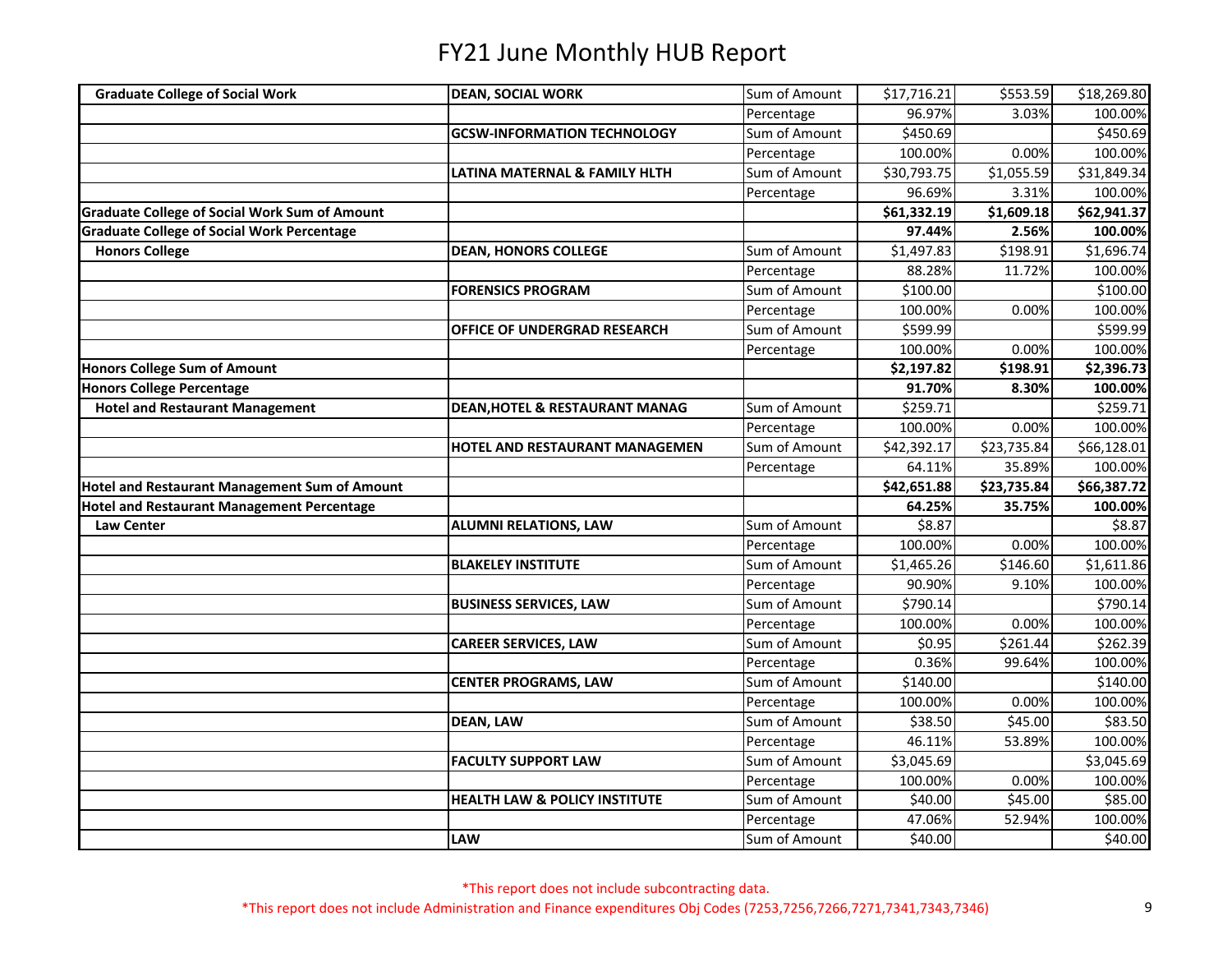# FY21 June Monthly HUB Report

| | | | | | |
|---|---|---|---|---|---|
| **Graduate College of Social Work** | **DEAN, SOCIAL WORK** | Sum of Amount | $17,716.21 | $553.59 | $18,269.80 |
| | | Percentage | 96.97% | 3.03% | 100.00% |
| | **GCSW-INFORMATION TECHNOLOGY** | Sum of Amount | $450.69 | | $450.69 |
| | | Percentage | 100.00% | 0.00% | 100.00% |
| | **LATINA MATERNAL & FAMILY HLTH** | Sum of Amount | $30,793.75 | $1,055.59 | $31,849.34 |
| | | Percentage | 96.69% | 3.31% | 100.00% |
| **Graduate College of Social Work Sum of Amount** | | | **$61,332.19** | **$1,609.18** | **$62,941.37** |
| **Graduate College of Social Work Percentage** | | | **97.44%** | **2.56%** | **100.00%** |
| **Honors College** | **DEAN, HONORS COLLEGE** | Sum of Amount | $1,497.83 | $198.91 | $1,696.74 |
| | | Percentage | 88.28% | 11.72% | 100.00% |
| | **FORENSICS PROGRAM** | Sum of Amount | $100.00 | | $100.00 |
| | | Percentage | 100.00% | 0.00% | 100.00% |
| | **OFFICE OF UNDERGRAD RESEARCH** | Sum of Amount | $599.99 | | $599.99 |
| | | Percentage | 100.00% | 0.00% | 100.00% |
| **Honors College Sum of Amount** | | | **$2,197.82** | **$198.91** | **$2,396.73** |
| **Honors College Percentage** | | | **91.70%** | **8.30%** | **100.00%** |
| **Hotel and Restaurant Management** | **DEAN,HOTEL & RESTAURANT MANAG** | Sum of Amount | $259.71 | | $259.71 |
| | | Percentage | 100.00% | 0.00% | 100.00% |
| | **HOTEL AND RESTAURANT MANAGEMEN** | Sum of Amount | $42,392.17 | $23,735.84 | $66,128.01 |
| | | Percentage | 64.11% | 35.89% | 100.00% |
| **Hotel and Restaurant Management Sum of Amount** | | | **$42,651.88** | **$23,735.84** | **$66,387.72** |
| **Hotel and Restaurant Management Percentage** | | | **64.25%** | **35.75%** | **100.00%** |
| **Law Center** | **ALUMNI RELATIONS, LAW** | Sum of Amount | $8.87 | | $8.87 |
| | | Percentage | 100.00% | 0.00% | 100.00% |
| | **BLAKELEY INSTITUTE** | Sum of Amount | $1,465.26 | $146.60 | $1,611.86 |
| | | Percentage | 90.90% | 9.10% | 100.00% |
| | **BUSINESS SERVICES, LAW** | Sum of Amount | $790.14 | | $790.14 |
| | | Percentage | 100.00% | 0.00% | 100.00% |
| | **CAREER SERVICES, LAW** | Sum of Amount | $0.95 | $261.44 | $262.39 |
| | | Percentage | 0.36% | 99.64% | 100.00% |
| | **CENTER PROGRAMS, LAW** | Sum of Amount | $140.00 | | $140.00 |
| | | Percentage | 100.00% | 0.00% | 100.00% |
| | **DEAN, LAW** | Sum of Amount | $38.50 | $45.00 | $83.50 |
| | | Percentage | 46.11% | 53.89% | 100.00% |
| | **FACULTY SUPPORT LAW** | Sum of Amount | $3,045.69 | | $3,045.69 |
| | | Percentage | 100.00% | 0.00% | 100.00% |
| | **HEALTH LAW & POLICY INSTITUTE** | Sum of Amount | $40.00 | $45.00 | $85.00 |
| | | Percentage | 47.06% | 52.94% | 100.00% |
| | **LAW** | Sum of Amount | $40.00 | | $40.00 |

*This report does not include subcontracting data.

*This report does not include Administration and Finance expenditures Obj Codes (7253,7256,7266,7271,7341,7343,7346)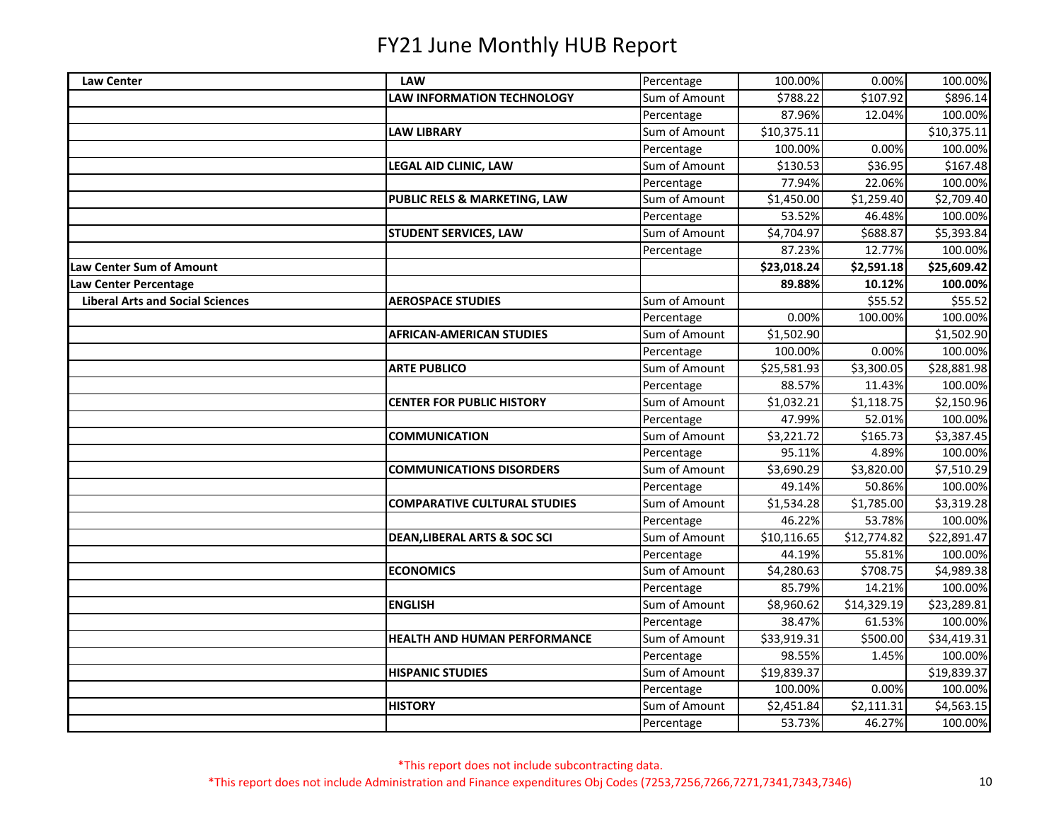# FY21 June Monthly HUB Report

| | | | | | |
|---|---|---|---|---|---|
| **Law Center** | **LAW** | Percentage | 100.00% | 0.00% | 100.00% |
| | **LAW INFORMATION TECHNOLOGY** | Sum of Amount | $788.22 | $107.92 | $896.14 |
| | | Percentage | 87.96% | 12.04% | 100.00% |
| | **LAW LIBRARY** | Sum of Amount | $10,375.11 | | $10,375.11 |
| | | Percentage | 100.00% | 0.00% | 100.00% |
| | **LEGAL AID CLINIC, LAW** | Sum of Amount | $130.53 | $36.95 | $167.48 |
| | | Percentage | 77.94% | 22.06% | 100.00% |
| | **PUBLIC RELS & MARKETING, LAW** | Sum of Amount | $1,450.00 | $1,259.40 | $2,709.40 |
| | | Percentage | 53.52% | 46.48% | 100.00% |
| | **STUDENT SERVICES, LAW** | Sum of Amount | $4,704.97 | $688.87 | $5,393.84 |
| | | Percentage | 87.23% | 12.77% | 100.00% |
| **Law Center Sum of Amount** | | | **$23,018.24** | **$2,591.18** | **$25,609.42** |
| **Law Center Percentage** | | | **89.88%** | **10.12%** | **100.00%** |
| **Liberal Arts and Social Sciences** | **AEROSPACE STUDIES** | Sum of Amount | | $55.52 | $55.52 |
| | | Percentage | 0.00% | 100.00% | 100.00% |
| | **AFRICAN-AMERICAN STUDIES** | Sum of Amount | $1,502.90 | | $1,502.90 |
| | | Percentage | 100.00% | 0.00% | 100.00% |
| | **ARTE PUBLICO** | Sum of Amount | $25,581.93 | $3,300.05 | $28,881.98 |
| | | Percentage | 88.57% | 11.43% | 100.00% |
| | **CENTER FOR PUBLIC HISTORY** | Sum of Amount | $1,032.21 | $1,118.75 | $2,150.96 |
| | | Percentage | 47.99% | 52.01% | 100.00% |
| | **COMMUNICATION** | Sum of Amount | $3,221.72 | $165.73 | $3,387.45 |
| | | Percentage | 95.11% | 4.89% | 100.00% |
| | **COMMUNICATIONS DISORDERS** | Sum of Amount | $3,690.29 | $3,820.00 | $7,510.29 |
| | | Percentage | 49.14% | 50.86% | 100.00% |
| | **COMPARATIVE CULTURAL STUDIES** | Sum of Amount | $1,534.28 | $1,785.00 | $3,319.28 |
| | | Percentage | 46.22% | 53.78% | 100.00% |
| | **DEAN,LIBERAL ARTS & SOC SCI** | Sum of Amount | $10,116.65 | $12,774.82 | $22,891.47 |
| | | Percentage | 44.19% | 55.81% | 100.00% |
| | **ECONOMICS** | Sum of Amount | $4,280.63 | $708.75 | $4,989.38 |
| | | Percentage | 85.79% | 14.21% | 100.00% |
| | **ENGLISH** | Sum of Amount | $8,960.62 | $14,329.19 | $23,289.81 |
| | | Percentage | 38.47% | 61.53% | 100.00% |
| | **HEALTH AND HUMAN PERFORMANCE** | Sum of Amount | $33,919.31 | $500.00 | $34,419.31 |
| | | Percentage | 98.55% | 1.45% | 100.00% |
| | **HISPANIC STUDIES** | Sum of Amount | $19,839.37 | | $19,839.37 |
| | | Percentage | 100.00% | 0.00% | 100.00% |
| | **HISTORY** | Sum of Amount | $2,451.84 | $2,111.31 | $4,563.15 |
| | | Percentage | 53.73% | 46.27% | 100.00% |

*This report does not include subcontracting data.

*This report does not include Administration and Finance expenditures Obj Codes (7253,7256,7266,7271,7341,7343,7346)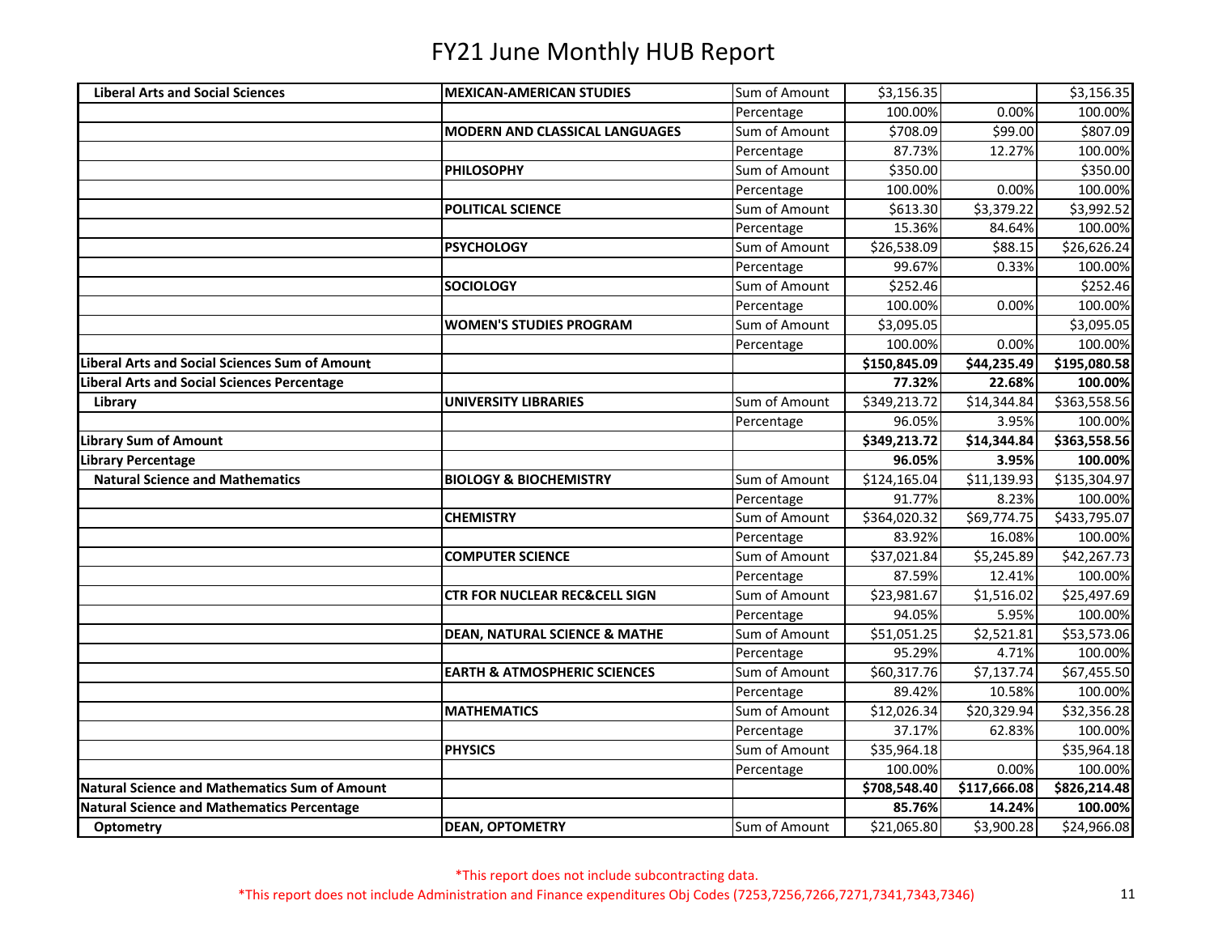# FY21 June Monthly HUB Report

| | | | | | |
|---|---|---|---|---|---|
| **Liberal Arts and Social Sciences** | **MEXICAN-AMERICAN STUDIES** | Sum of Amount | $3,156.35 | | $3,156.35 |
| | | Percentage | 100.00% | 0.00% | 100.00% |
| | **MODERN AND CLASSICAL LANGUAGES** | Sum of Amount | $708.09 | $99.00 | $807.09 |
| | | Percentage | 87.73% | 12.27% | 100.00% |
| | **PHILOSOPHY** | Sum of Amount | $350.00 | | $350.00 |
| | | Percentage | 100.00% | 0.00% | 100.00% |
| | **POLITICAL SCIENCE** | Sum of Amount | $613.30 | $3,379.22 | $3,992.52 |
| | | Percentage | 15.36% | 84.64% | 100.00% |
| | **PSYCHOLOGY** | Sum of Amount | $26,538.09 | $88.15 | $26,626.24 |
| | | Percentage | 99.67% | 0.33% | 100.00% |
| | **SOCIOLOGY** | Sum of Amount | $252.46 | | $252.46 |
| | | Percentage | 100.00% | 0.00% | 100.00% |
| | **WOMEN'S STUDIES PROGRAM** | Sum of Amount | $3,095.05 | | $3,095.05 |
| | | Percentage | 100.00% | 0.00% | 100.00% |
| **Liberal Arts and Social Sciences Sum of Amount** | | | **$150,845.09** | **$44,235.49** | **$195,080.58** |
| **Liberal Arts and Social Sciences Percentage** | | | **77.32%** | **22.68%** | **100.00%** |
| **Library** | **UNIVERSITY LIBRARIES** | Sum of Amount | $349,213.72 | $14,344.84 | $363,558.56 |
| | | Percentage | 96.05% | 3.95% | 100.00% |
| **Library Sum of Amount** | | | **$349,213.72** | **$14,344.84** | **$363,558.56** |
| **Library Percentage** | | | **96.05%** | **3.95%** | **100.00%** |
| **Natural Science and Mathematics** | **BIOLOGY & BIOCHEMISTRY** | Sum of Amount | $124,165.04 | $11,139.93 | $135,304.97 |
| | | Percentage | 91.77% | 8.23% | 100.00% |
| | **CHEMISTRY** | Sum of Amount | $364,020.32 | $69,774.75 | $433,795.07 |
| | | Percentage | 83.92% | 16.08% | 100.00% |
| | **COMPUTER SCIENCE** | Sum of Amount | $37,021.84 | $5,245.89 | $42,267.73 |
| | | Percentage | 87.59% | 12.41% | 100.00% |
| | **CTR FOR NUCLEAR REC&CELL SIGN** | Sum of Amount | $23,981.67 | $1,516.02 | $25,497.69 |
| | | Percentage | 94.05% | 5.95% | 100.00% |
| | **DEAN, NATURAL SCIENCE & MATHE** | Sum of Amount | $51,051.25 | $2,521.81 | $53,573.06 |
| | | Percentage | 95.29% | 4.71% | 100.00% |
| | **EARTH & ATMOSPHERIC SCIENCES** | Sum of Amount | $60,317.76 | $7,137.74 | $67,455.50 |
| | | Percentage | 89.42% | 10.58% | 100.00% |
| | **MATHEMATICS** | Sum of Amount | $12,026.34 | $20,329.94 | $32,356.28 |
| | | Percentage | 37.17% | 62.83% | 100.00% |
| | **PHYSICS** | Sum of Amount | $35,964.18 | | $35,964.18 |
| | | Percentage | 100.00% | 0.00% | 100.00% |
| **Natural Science and Mathematics Sum of Amount** | | | **$708,548.40** | **$117,666.08** | **$826,214.48** |
| **Natural Science and Mathematics Percentage** | | | **85.76%** | **14.24%** | **100.00%** |
| **Optometry** | **DEAN, OPTOMETRY** | Sum of Amount | $21,065.80 | $3,900.28 | $24,966.08 |

*This report does not include subcontracting data.

*This report does not include Administration and Finance expenditures Obj Codes (7253,7256,7266,7271,7341,7343,7346)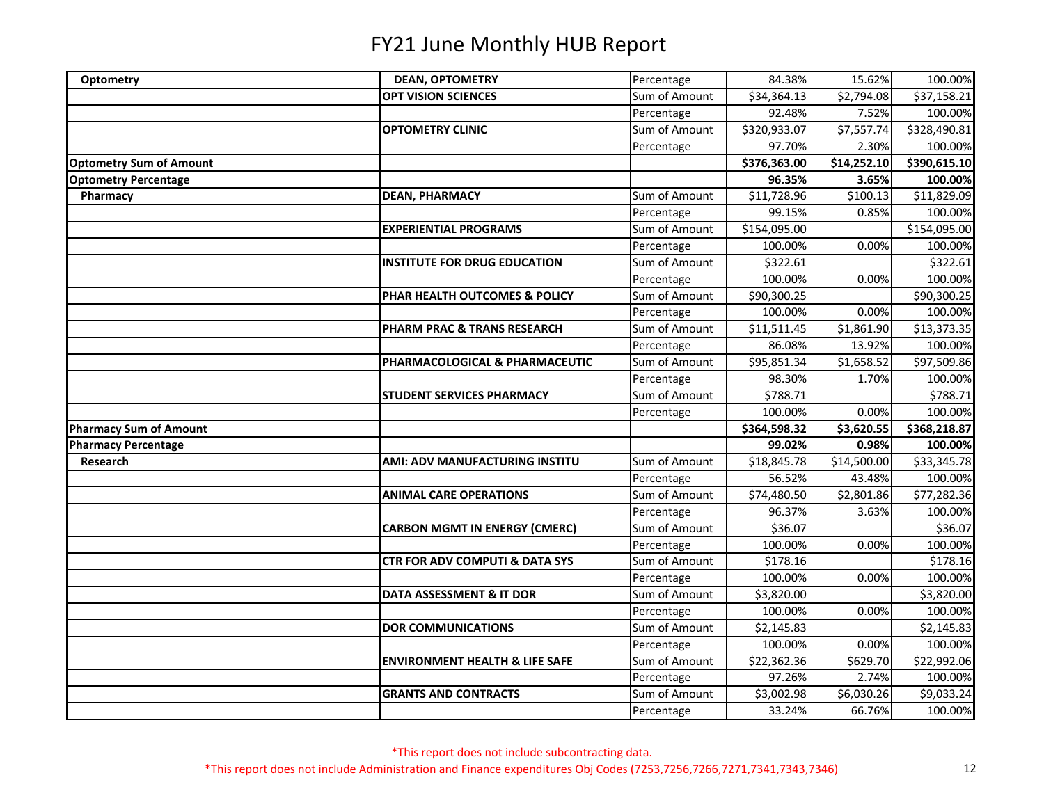# FY21 June Monthly HUB Report

| | | | | | |
|---|---|---|---|---|---|
| **Optometry** | **DEAN, OPTOMETRY** | Percentage | 84.38% | 15.62% | 100.00% |
| | **OPT VISION SCIENCES** | Sum of Amount | $34,364.13 | $2,794.08 | $37,158.21 |
| | | Percentage | 92.48% | 7.52% | 100.00% |
| | **OPTOMETRY CLINIC** | Sum of Amount | $320,933.07 | $7,557.74 | $328,490.81 |
| | | Percentage | 97.70% | 2.30% | 100.00% |
| **Optometry Sum of Amount** | | | **$376,363.00** | **$14,252.10** | **$390,615.10** |
| **Optometry Percentage** | | | **96.35%** | **3.65%** | **100.00%** |
| **Pharmacy** | **DEAN, PHARMACY** | Sum of Amount | $11,728.96 | $100.13 | $11,829.09 |
| | | Percentage | 99.15% | 0.85% | 100.00% |
| | **EXPERIENTIAL PROGRAMS** | Sum of Amount | $154,095.00 | | $154,095.00 |
| | | Percentage | 100.00% | 0.00% | 100.00% |
| | **INSTITUTE FOR DRUG EDUCATION** | Sum of Amount | $322.61 | | $322.61 |
| | | Percentage | 100.00% | 0.00% | 100.00% |
| | **PHAR HEALTH OUTCOMES & POLICY** | Sum of Amount | $90,300.25 | | $90,300.25 |
| | | Percentage | 100.00% | 0.00% | 100.00% |
| | **PHARM PRAC & TRANS RESEARCH** | Sum of Amount | $11,511.45 | $1,861.90 | $13,373.35 |
| | | Percentage | 86.08% | 13.92% | 100.00% |
| | **PHARMACOLOGICAL & PHARMACEUTIC** | Sum of Amount | $95,851.34 | $1,658.52 | $97,509.86 |
| | | Percentage | 98.30% | 1.70% | 100.00% |
| | **STUDENT SERVICES PHARMACY** | Sum of Amount | $788.71 | | $788.71 |
| | | Percentage | 100.00% | 0.00% | 100.00% |
| **Pharmacy Sum of Amount** | | | **$364,598.32** | **$3,620.55** | **$368,218.87** |
| **Pharmacy Percentage** | | | **99.02%** | **0.98%** | **100.00%** |
| **Research** | **AMI: ADV MANUFACTURING INSTITU** | Sum of Amount | $18,845.78 | $14,500.00 | $33,345.78 |
| | | Percentage | 56.52% | 43.48% | 100.00% |
| | **ANIMAL CARE OPERATIONS** | Sum of Amount | $74,480.50 | $2,801.86 | $77,282.36 |
| | | Percentage | 96.37% | 3.63% | 100.00% |
| | **CARBON MGMT IN ENERGY (CMERC)** | Sum of Amount | $36.07 | | $36.07 |
| | | Percentage | 100.00% | 0.00% | 100.00% |
| | **CTR FOR ADV COMPUTI & DATA SYS** | Sum of Amount | $178.16 | | $178.16 |
| | | Percentage | 100.00% | 0.00% | 100.00% |
| | **DATA ASSESSMENT & IT DOR** | Sum of Amount | $3,820.00 | | $3,820.00 |
| | | Percentage | 100.00% | 0.00% | 100.00% |
| | **DOR COMMUNICATIONS** | Sum of Amount | $2,145.83 | | $2,145.83 |
| | | Percentage | 100.00% | 0.00% | 100.00% |
| | **ENVIRONMENT HEALTH & LIFE SAFE** | Sum of Amount | $22,362.36 | $629.70 | $22,992.06 |
| | | Percentage | 97.26% | 2.74% | 100.00% |
| | **GRANTS AND CONTRACTS** | Sum of Amount | $3,002.98 | $6,030.26 | $9,033.24 |
| | | Percentage | 33.24% | 66.76% | 100.00% |

*This report does not include subcontracting data.

*This report does not include Administration and Finance expenditures Obj Codes (7253,7256,7266,7271,7341,7343,7346)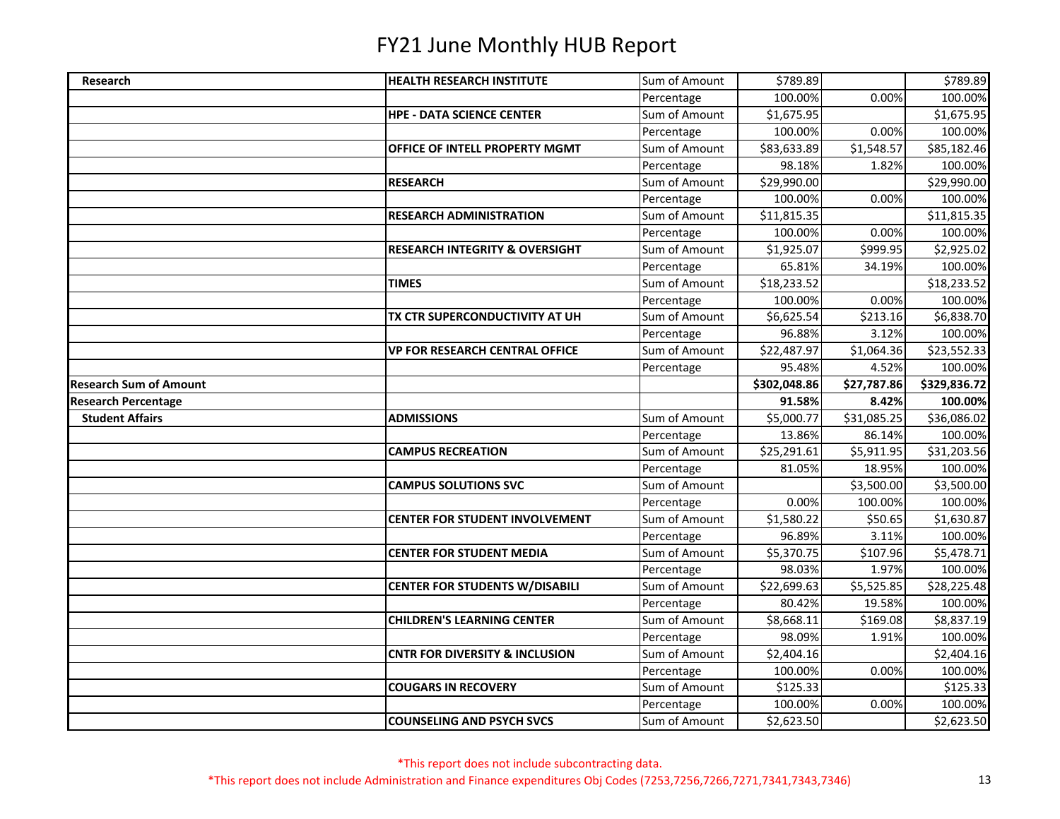# FY21 June Monthly HUB Report

| | | | | | |
|---|---|---|---|---|---|
| **Research** | **HEALTH RESEARCH INSTITUTE** | Sum of Amount | $789.89 | | $789.89 |
| | | Percentage | 100.00% | 0.00% | 100.00% |
| | **HPE - DATA SCIENCE CENTER** | Sum of Amount | $1,675.95 | | $1,675.95 |
| | | Percentage | 100.00% | 0.00% | 100.00% |
| | **OFFICE OF INTELL PROPERTY MGMT** | Sum of Amount | $83,633.89 | $1,548.57 | $85,182.46 |
| | | Percentage | 98.18% | 1.82% | 100.00% |
| | **RESEARCH** | Sum of Amount | $29,990.00 | | $29,990.00 |
| | | Percentage | 100.00% | 0.00% | 100.00% |
| | **RESEARCH ADMINISTRATION** | Sum of Amount | $11,815.35 | | $11,815.35 |
| | | Percentage | 100.00% | 0.00% | 100.00% |
| | **RESEARCH INTEGRITY & OVERSIGHT** | Sum of Amount | $1,925.07 | $999.95 | $2,925.02 |
| | | Percentage | 65.81% | 34.19% | 100.00% |
| | **TIMES** | Sum of Amount | $18,233.52 | | $18,233.52 |
| | | Percentage | 100.00% | 0.00% | 100.00% |
| | **TX CTR SUPERCONDUCTIVITY AT UH** | Sum of Amount | $6,625.54 | $213.16 | $6,838.70 |
| | | Percentage | 96.88% | 3.12% | 100.00% |
| | **VP FOR RESEARCH CENTRAL OFFICE** | Sum of Amount | $22,487.97 | $1,064.36 | $23,552.33 |
| | | Percentage | 95.48% | 4.52% | 100.00% |
| **Research Sum of Amount** | | | **$302,048.86** | **$27,787.86** | **$329,836.72** |
| **Research Percentage** | | | **91.58%** | **8.42%** | **100.00%** |
| **Student Affairs** | **ADMISSIONS** | Sum of Amount | $5,000.77 | $31,085.25 | $36,086.02 |
| | | Percentage | 13.86% | 86.14% | 100.00% |
| | **CAMPUS RECREATION** | Sum of Amount | $25,291.61 | $5,911.95 | $31,203.56 |
| | | Percentage | 81.05% | 18.95% | 100.00% |
| | **CAMPUS SOLUTIONS SVC** | Sum of Amount | | $3,500.00 | $3,500.00 |
| | | Percentage | 0.00% | 100.00% | 100.00% |
| | **CENTER FOR STUDENT INVOLVEMENT** | Sum of Amount | $1,580.22 | $50.65 | $1,630.87 |
| | | Percentage | 96.89% | 3.11% | 100.00% |
| | **CENTER FOR STUDENT MEDIA** | Sum of Amount | $5,370.75 | $107.96 | $5,478.71 |
| | | Percentage | 98.03% | 1.97% | 100.00% |
| | **CENTER FOR STUDENTS W/DISABILI** | Sum of Amount | $22,699.63 | $5,525.85 | $28,225.48 |
| | | Percentage | 80.42% | 19.58% | 100.00% |
| | **CHILDREN'S LEARNING CENTER** | Sum of Amount | $8,668.11 | $169.08 | $8,837.19 |
| | | Percentage | 98.09% | 1.91% | 100.00% |
| | **CNTR FOR DIVERSITY & INCLUSION** | Sum of Amount | $2,404.16 | | $2,404.16 |
| | | Percentage | 100.00% | 0.00% | 100.00% |
| | **COUGARS IN RECOVERY** | Sum of Amount | $125.33 | | $125.33 |
| | | Percentage | 100.00% | 0.00% | 100.00% |
| | **COUNSELING AND PSYCH SVCS** | Sum of Amount | $2,623.50 | | $2,623.50 |

*This report does not include subcontracting data.

*This report does not include Administration and Finance expenditures Obj Codes (7253,7256,7266,7271,7341,7343,7346)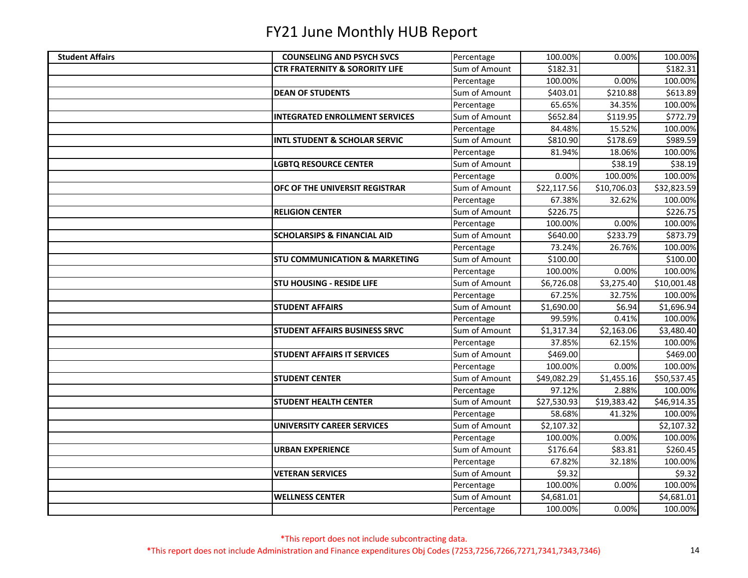# FY21 June Monthly HUB Report

| | | | | | |
|---|---|---|---|---|---|
| **Student Affairs** | **COUNSELING AND PSYCH SVCS** | Percentage | 100.00% | 0.00% | 100.00% |
| | **CTR FRATERNITY & SORORITY LIFE** | Sum of Amount | $182.31 | | $182.31 |
| | | Percentage | 100.00% | 0.00% | 100.00% |
| | **DEAN OF STUDENTS** | Sum of Amount | $403.01 | $210.88 | $613.89 |
| | | Percentage | 65.65% | 34.35% | 100.00% |
| | **INTEGRATED ENROLLMENT SERVICES** | Sum of Amount | $652.84 | $119.95 | $772.79 |
| | | Percentage | 84.48% | 15.52% | 100.00% |
| | **INTL STUDENT & SCHOLAR SERVIC** | Sum of Amount | $810.90 | $178.69 | $989.59 |
| | | Percentage | 81.94% | 18.06% | 100.00% |
| | **LGBTQ RESOURCE CENTER** | Sum of Amount | | $38.19 | $38.19 |
| | | Percentage | 0.00% | 100.00% | 100.00% |
| | **OFC OF THE UNIVERSIT REGISTRAR** | Sum of Amount | $22,117.56 | $10,706.03 | $32,823.59 |
| | | Percentage | 67.38% | 32.62% | 100.00% |
| | **RELIGION CENTER** | Sum of Amount | $226.75 | | $226.75 |
| | | Percentage | 100.00% | 0.00% | 100.00% |
| | **SCHOLARSIPS & FINANCIAL AID** | Sum of Amount | $640.00 | $233.79 | $873.79 |
| | | Percentage | 73.24% | 26.76% | 100.00% |
| | **STU COMMUNICATION & MARKETING** | Sum of Amount | $100.00 | | $100.00 |
| | | Percentage | 100.00% | 0.00% | 100.00% |
| | **STU HOUSING - RESIDE LIFE** | Sum of Amount | $6,726.08 | $3,275.40 | $10,001.48 |
| | | Percentage | 67.25% | 32.75% | 100.00% |
| | **STUDENT AFFAIRS** | Sum of Amount | $1,690.00 | $6.94 | $1,696.94 |
| | | Percentage | 99.59% | 0.41% | 100.00% |
| | **STUDENT AFFAIRS BUSINESS SRVC** | Sum of Amount | $1,317.34 | $2,163.06 | $3,480.40 |
| | | Percentage | 37.85% | 62.15% | 100.00% |
| | **STUDENT AFFAIRS IT SERVICES** | Sum of Amount | $469.00 | | $469.00 |
| | | Percentage | 100.00% | 0.00% | 100.00% |
| | **STUDENT CENTER** | Sum of Amount | $49,082.29 | $1,455.16 | $50,537.45 |
| | | Percentage | 97.12% | 2.88% | 100.00% |
| | **STUDENT HEALTH CENTER** | Sum of Amount | $27,530.93 | $19,383.42 | $46,914.35 |
| | | Percentage | 58.68% | 41.32% | 100.00% |
| | **UNIVERSITY CAREER SERVICES** | Sum of Amount | $2,107.32 | | $2,107.32 |
| | | Percentage | 100.00% | 0.00% | 100.00% |
| | **URBAN EXPERIENCE** | Sum of Amount | $176.64 | $83.81 | $260.45 |
| | | Percentage | 67.82% | 32.18% | 100.00% |
| | **VETERAN SERVICES** | Sum of Amount | $9.32 | | $9.32 |
| | | Percentage | 100.00% | 0.00% | 100.00% |
| | **WELLNESS CENTER** | Sum of Amount | $4,681.01 | | $4,681.01 |
| | | Percentage | 100.00% | 0.00% | 100.00% |

*This report does not include subcontracting data.

*This report does not include Administration and Finance expenditures Obj Codes (7253,7256,7266,7271,7341,7343,7346)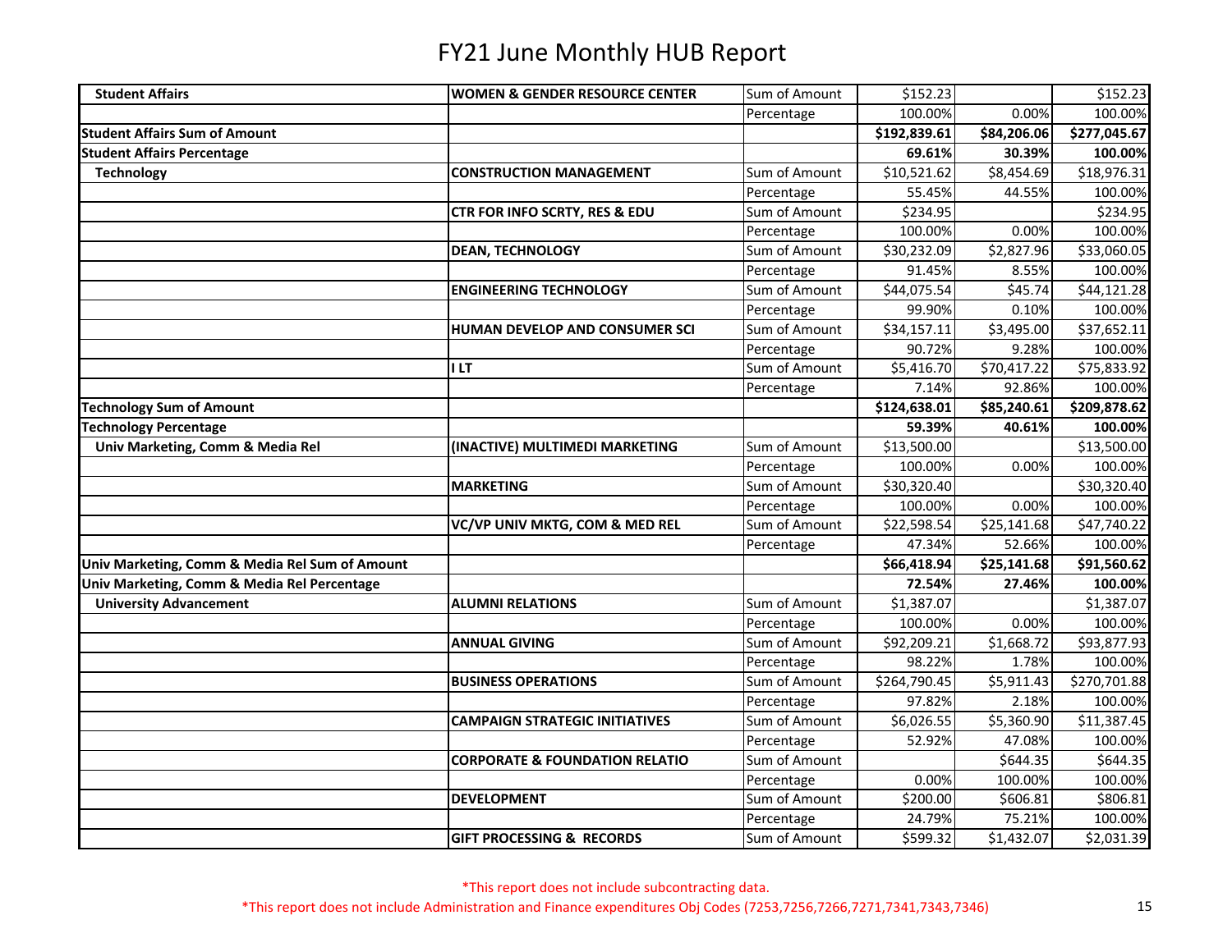# FY21 June Monthly HUB Report

| | | | | | |
|---|---|---|---|---|---|
| **Student Affairs** | **WOMEN & GENDER RESOURCE CENTER** | Sum of Amount | $152.23 | | $152.23 |
| | | Percentage | 100.00% | 0.00% | 100.00% |
| **Student Affairs Sum of Amount** | | | **$192,839.61** | **$84,206.06** | **$277,045.67** |
| **Student Affairs Percentage** | | | **69.61%** | **30.39%** | **100.00%** |
| **Technology** | **CONSTRUCTION MANAGEMENT** | Sum of Amount | $10,521.62 | $8,454.69 | $18,976.31 |
| | | Percentage | 55.45% | 44.55% | 100.00% |
| | **CTR FOR INFO SCRTY, RES & EDU** | Sum of Amount | $234.95 | | $234.95 |
| | | Percentage | 100.00% | 0.00% | 100.00% |
| | **DEAN, TECHNOLOGY** | Sum of Amount | $30,232.09 | $2,827.96 | $33,060.05 |
| | | Percentage | 91.45% | 8.55% | 100.00% |
| | **ENGINEERING TECHNOLOGY** | Sum of Amount | $44,075.54 | $45.74 | $44,121.28 |
| | | Percentage | 99.90% | 0.10% | 100.00% |
| | **HUMAN DEVELOP AND CONSUMER SCI** | Sum of Amount | $34,157.11 | $3,495.00 | $37,652.11 |
| | | Percentage | 90.72% | 9.28% | 100.00% |
| | **I LT** | Sum of Amount | $5,416.70 | $70,417.22 | $75,833.92 |
| | | Percentage | 7.14% | 92.86% | 100.00% |
| **Technology Sum of Amount** | | | **$124,638.01** | **$85,240.61** | **$209,878.62** |
| **Technology Percentage** | | | **59.39%** | **40.61%** | **100.00%** |
| **Univ Marketing, Comm & Media Rel** | **(INACTIVE) MULTIMEDI MARKETING** | Sum of Amount | $13,500.00 | | $13,500.00 |
| | | Percentage | 100.00% | 0.00% | 100.00% |
| | **MARKETING** | Sum of Amount | $30,320.40 | | $30,320.40 |
| | | Percentage | 100.00% | 0.00% | 100.00% |
| | **VC/VP UNIV MKTG, COM & MED REL** | Sum of Amount | $22,598.54 | $25,141.68 | $47,740.22 |
| | | Percentage | 47.34% | 52.66% | 100.00% |
| **Univ Marketing, Comm & Media Rel Sum of Amount** | | | **$66,418.94** | **$25,141.68** | **$91,560.62** |
| **Univ Marketing, Comm & Media Rel Percentage** | | | **72.54%** | **27.46%** | **100.00%** |
| **University Advancement** | **ALUMNI RELATIONS** | Sum of Amount | $1,387.07 | | $1,387.07 |
| | | Percentage | 100.00% | 0.00% | 100.00% |
| | **ANNUAL GIVING** | Sum of Amount | $92,209.21 | $1,668.72 | $93,877.93 |
| | | Percentage | 98.22% | 1.78% | 100.00% |
| | **BUSINESS OPERATIONS** | Sum of Amount | $264,790.45 | $5,911.43 | $270,701.88 |
| | | Percentage | 97.82% | 2.18% | 100.00% |
| | **CAMPAIGN STRATEGIC INITIATIVES** | Sum of Amount | $6,026.55 | $5,360.90 | $11,387.45 |
| | | Percentage | 52.92% | 47.08% | 100.00% |
| | **CORPORATE & FOUNDATION RELATIO** | Sum of Amount | | $644.35 | $644.35 |
| | | Percentage | 0.00% | 100.00% | 100.00% |
| | **DEVELOPMENT** | Sum of Amount | $200.00 | $606.81 | $806.81 |
| | | Percentage | 24.79% | 75.21% | 100.00% |
| | **GIFT PROCESSING & RECORDS** | Sum of Amount | $599.32 | $1,432.07 | $2,031.39 |

*This report does not include subcontracting data.

*This report does not include Administration and Finance expenditures Obj Codes (7253,7256,7266,7271,7341,7343,7346)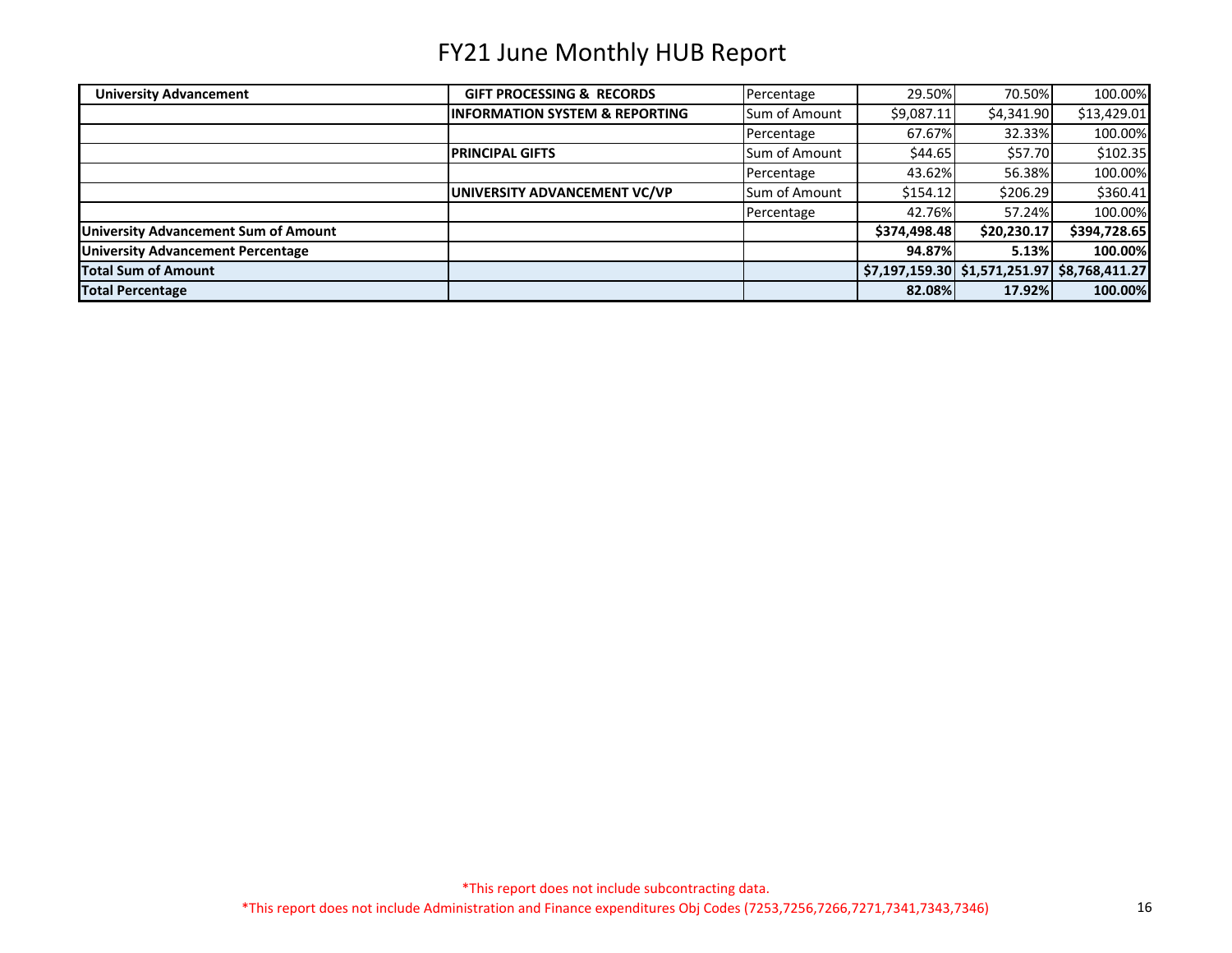# FY21 June Monthly HUB Report

| | | | | | |
|---|---|---|---|---|---|
| **University Advancement** | **GIFT PROCESSING & RECORDS** | Percentage | 29.50% | 70.50% | 100.00% |
| | **INFORMATION SYSTEM & REPORTING** | Sum of Amount | $9,087.11 | $4,341.90 | $13,429.01 |
| | | Percentage | 67.67% | 32.33% | 100.00% |
| | **PRINCIPAL GIFTS** | Sum of Amount | $44.65 | $57.70 | $102.35 |
| | | Percentage | 43.62% | 56.38% | 100.00% |
| | **UNIVERSITY ADVANCEMENT VC/VP** | Sum of Amount | $154.12 | $206.29 | $360.41 |
| | | Percentage | 42.76% | 57.24% | 100.00% |
| **University Advancement Sum of Amount** | | | **$374,498.48** | **$20,230.17** | **$394,728.65** |
| **University Advancement Percentage** | | | **94.87%** | **5.13%** | **100.00%** |
| **Total Sum of Amount** | | | **$7,197,159.30** | **$1,571,251.97** | **$8,768,411.27** |
| **Total Percentage** | | | **82.08%** | **17.92%** | **100.00%** |

*This report does not include subcontracting data.

*This report does not include Administration and Finance expenditures Obj Codes (7253,7256,7266,7271,7341,7343,7346)